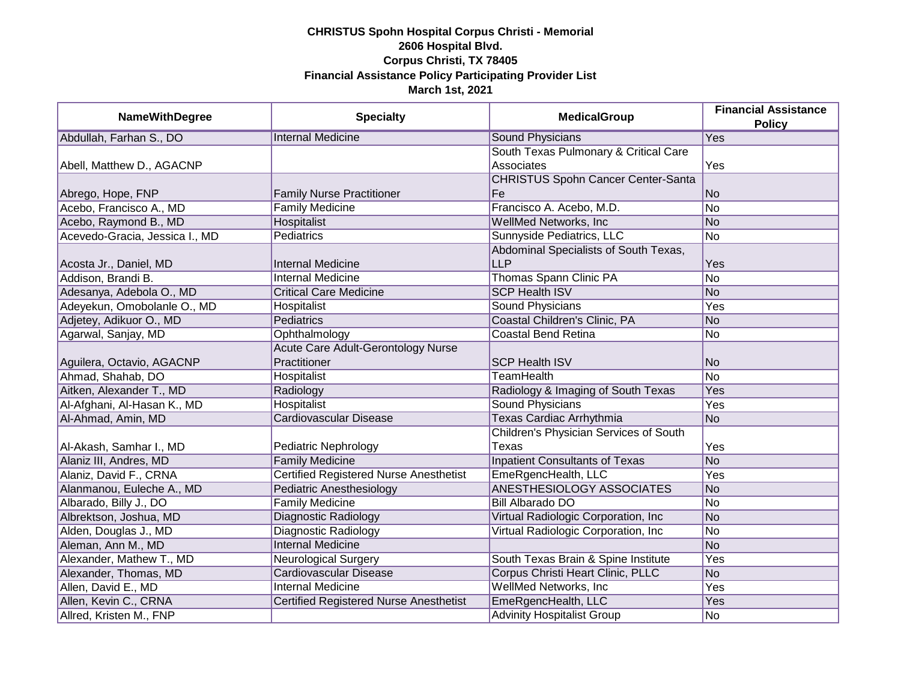**CHRISTUS Spohn Hospital Corpus Christi - Memorial**
**2606 Hospital Blvd.**
**Corpus Christi, TX 78405**
**Financial Assistance Policy Participating Provider List**
**March 1st, 2021**

| NameWithDegree | Specialty | MedicalGroup | Financial Assistance Policy |
|---|---|---|---|
| Abdullah, Farhan S., DO | Internal Medicine | Sound Physicians | Yes |
| Abell, Matthew D., AGACNP | | South Texas Pulmonary & Critical Care Associates | Yes |
| Abrego, Hope, FNP | Family Nurse Practitioner | CHRISTUS Spohn Cancer Center-Santa Fe | No |
| Acebo, Francisco A., MD | Family Medicine | Francisco A. Acebo, M.D. | No |
| Acebo, Raymond B., MD | Hospitalist | WellMed Networks, Inc | No |
| Acevedo-Gracia, Jessica I., MD | Pediatrics | Sunnyside Pediatrics, LLC | No |
| Acosta Jr., Daniel, MD | Internal Medicine | Abdominal Specialists of South Texas, LLP | Yes |
| Addison, Brandi B. | Internal Medicine | Thomas Spann Clinic PA | No |
| Adesanya, Adebola O., MD | Critical Care Medicine | SCP Health ISV | No |
| Adeyekun, Omobolanle O., MD | Hospitalist | Sound Physicians | Yes |
| Adjetey, Adikuor O., MD | Pediatrics | Coastal Children's Clinic, PA | No |
| Agarwal, Sanjay, MD | Ophthalmology | Coastal Bend Retina | No |
| Aguilera, Octavio, AGACNP | Acute Care Adult-Gerontology Nurse Practitioner | SCP Health ISV | No |
| Ahmad, Shahab, DO | Hospitalist | TeamHealth | No |
| Aitken, Alexander T., MD | Radiology | Radiology & Imaging of South Texas | Yes |
| Al-Afghani, Al-Hasan K., MD | Hospitalist | Sound Physicians | Yes |
| Al-Ahmad, Amin, MD | Cardiovascular Disease | Texas Cardiac Arrhythmia | No |
| Al-Akash, Samhar I., MD | Pediatric Nephrology | Children's Physician Services of South Texas | Yes |
| Alaniz III, Andres, MD | Family Medicine | Inpatient Consultants of Texas | No |
| Alaniz, David F., CRNA | Certified Registered Nurse Anesthetist | EmeRgencHealth, LLC | Yes |
| Alanmanou, Euleche A., MD | Pediatric Anesthesiology | ANESTHESIOLOGY ASSOCIATES | No |
| Albarado, Billy J., DO | Family Medicine | Bill Albarado DO | No |
| Albrektson, Joshua, MD | Diagnostic Radiology | Virtual Radiologic Corporation, Inc | No |
| Alden, Douglas J., MD | Diagnostic Radiology | Virtual Radiologic Corporation, Inc | No |
| Aleman, Ann M., MD | Internal Medicine | | No |
| Alexander, Mathew T., MD | Neurological Surgery | South Texas Brain & Spine Institute | Yes |
| Alexander, Thomas, MD | Cardiovascular Disease | Corpus Christi Heart Clinic, PLLC | No |
| Allen, David E., MD | Internal Medicine | WellMed Networks, Inc | Yes |
| Allen, Kevin C., CRNA | Certified Registered Nurse Anesthetist | EmeRgencHealth, LLC | Yes |
| Allred, Kristen M., FNP | | Advinity Hospitalist Group | No |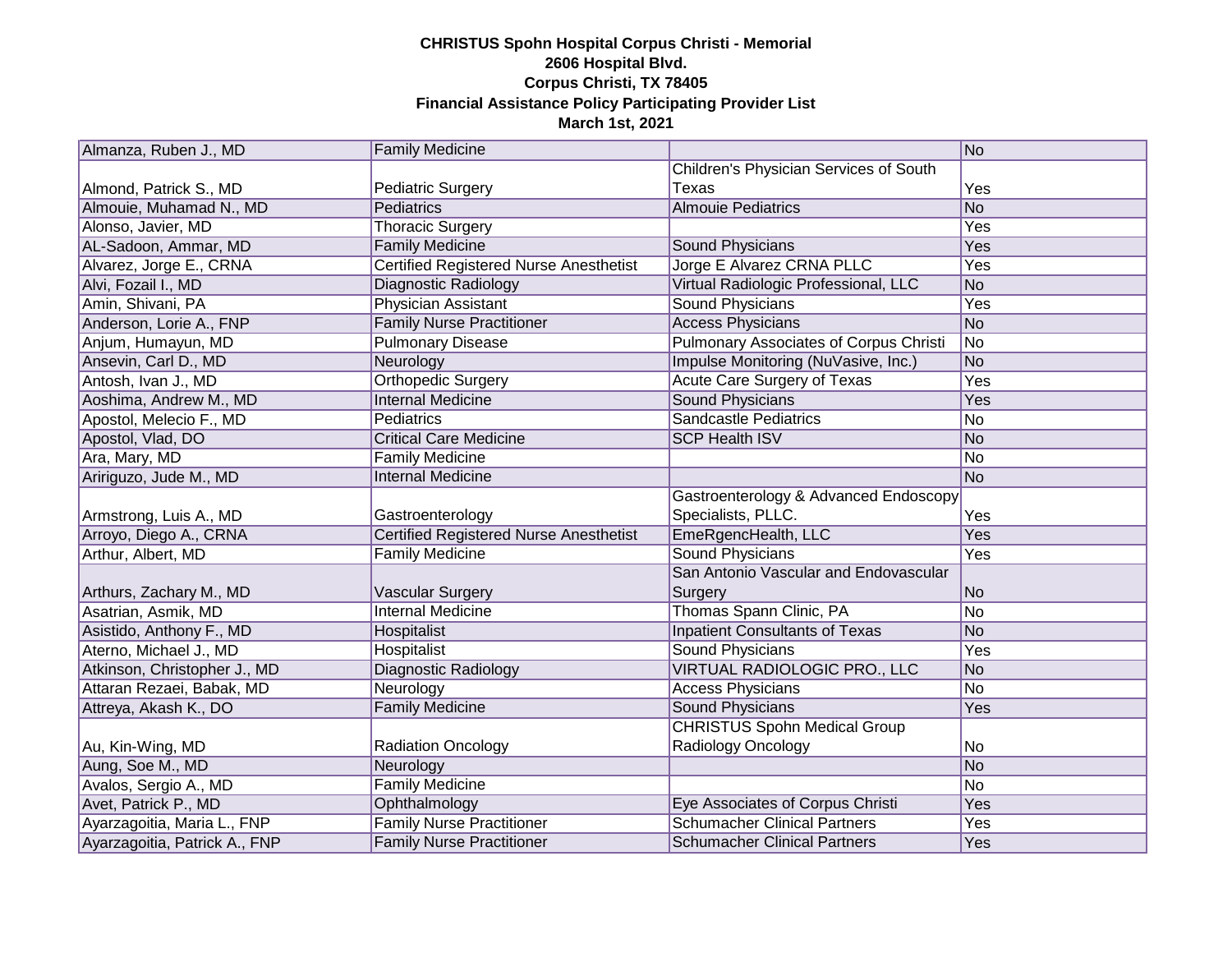**CHRISTUS Spohn Hospital Corpus Christi - Memorial**
**2606 Hospital Blvd.**
**Corpus Christi, TX 78405**
**Financial Assistance Policy Participating Provider List**
**March 1st, 2021**

| | | | |
|---|---|---|---|
| Almanza, Ruben J., MD | Family Medicine | | No |
| Almond, Patrick S., MD | Pediatric Surgery | Children's Physician Services of South Texas | Yes |
| Almouie, Muhamad N., MD | Pediatrics | Almouie Pediatrics | No |
| Alonso, Javier, MD | Thoracic Surgery | | Yes |
| AL-Sadoon, Ammar, MD | Family Medicine | Sound Physicians | Yes |
| Alvarez, Jorge E., CRNA | Certified Registered Nurse Anesthetist | Jorge E Alvarez CRNA PLLC | Yes |
| Alvi, Fozail I., MD | Diagnostic Radiology | Virtual Radiologic Professional, LLC | No |
| Amin, Shivani, PA | Physician Assistant | Sound Physicians | Yes |
| Anderson, Lorie A., FNP | Family Nurse Practitioner | Access Physicians | No |
| Anjum, Humayun, MD | Pulmonary Disease | Pulmonary Associates of Corpus Christi | No |
| Ansevin, Carl D., MD | Neurology | Impulse Monitoring (NuVasive, Inc.) | No |
| Antosh, Ivan J., MD | Orthopedic Surgery | Acute Care Surgery of Texas | Yes |
| Aoshima, Andrew M., MD | Internal Medicine | Sound Physicians | Yes |
| Apostol, Melecio F., MD | Pediatrics | Sandcastle Pediatrics | No |
| Apostol, Vlad, DO | Critical Care Medicine | SCP Health ISV | No |
| Ara, Mary, MD | Family Medicine | | No |
| Aririguzo, Jude M., MD | Internal Medicine | | No |
| Armstrong, Luis A., MD | Gastroenterology | Gastroenterology & Advanced Endoscopy Specialists, PLLC. | Yes |
| Arroyo, Diego A., CRNA | Certified Registered Nurse Anesthetist | EmeRgencHealth, LLC | Yes |
| Arthur, Albert, MD | Family Medicine | Sound Physicians | Yes |
| Arthurs, Zachary M., MD | Vascular Surgery | San Antonio Vascular and Endovascular Surgery | No |
| Asatrian, Asmik, MD | Internal Medicine | Thomas Spann Clinic, PA | No |
| Asistido, Anthony F., MD | Hospitalist | Inpatient Consultants of Texas | No |
| Aterno, Michael J., MD | Hospitalist | Sound Physicians | Yes |
| Atkinson, Christopher J., MD | Diagnostic Radiology | VIRTUAL RADIOLOGIC PRO., LLC | No |
| Attaran Rezaei, Babak, MD | Neurology | Access Physicians | No |
| Attreya, Akash K., DO | Family Medicine | Sound Physicians | Yes |
| Au, Kin-Wing, MD | Radiation Oncology | CHRISTUS Spohn Medical Group Radiology Oncology | No |
| Aung, Soe M., MD | Neurology | | No |
| Avalos, Sergio A., MD | Family Medicine | | No |
| Avet, Patrick P., MD | Ophthalmology | Eye Associates of Corpus Christi | Yes |
| Ayarzagoitia, Maria L., FNP | Family Nurse Practitioner | Schumacher Clinical Partners | Yes |
| Ayarzagoitia, Patrick A., FNP | Family Nurse Practitioner | Schumacher Clinical Partners | Yes |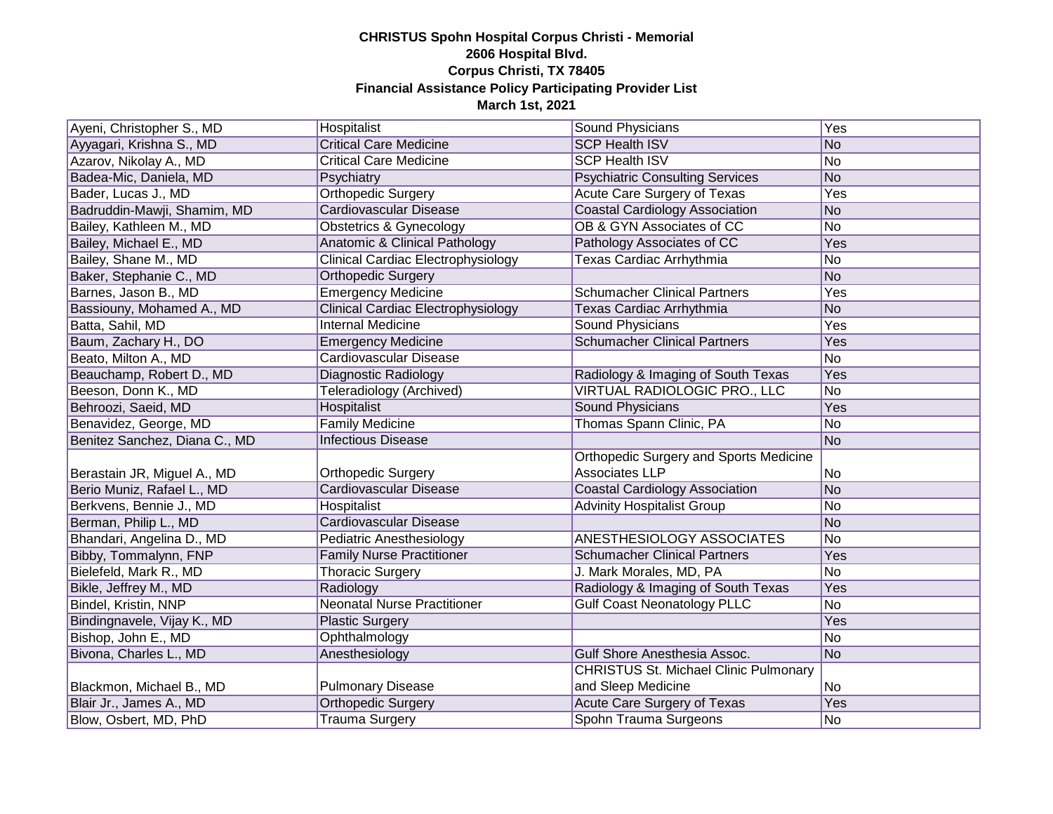**CHRISTUS Spohn Hospital Corpus Christi - Memorial**
**2606 Hospital Blvd.**
**Corpus Christi, TX 78405**
**Financial Assistance Policy Participating Provider List**
**March 1st, 2021**

| | | | |
|---|---|---|---|
| Ayeni, Christopher S., MD | Hospitalist | Sound Physicians | Yes |
| Ayyagari, Krishna S., MD | Critical Care Medicine | SCP Health ISV | No |
| Azarov, Nikolay A., MD | Critical Care Medicine | SCP Health ISV | No |
| Badea-Mic, Daniela, MD | Psychiatry | Psychiatric Consulting Services | No |
| Bader, Lucas J., MD | Orthopedic Surgery | Acute Care Surgery of Texas | Yes |
| Badruddin-Mawji, Shamim, MD | Cardiovascular Disease | Coastal Cardiology Association | No |
| Bailey, Kathleen M., MD | Obstetrics & Gynecology | OB & GYN Associates of CC | No |
| Bailey, Michael E., MD | Anatomic & Clinical Pathology | Pathology Associates of CC | Yes |
| Bailey, Shane M., MD | Clinical Cardiac Electrophysiology | Texas Cardiac Arrhythmia | No |
| Baker, Stephanie C., MD | Orthopedic Surgery | | No |
| Barnes, Jason B., MD | Emergency Medicine | Schumacher Clinical Partners | Yes |
| Bassiouny, Mohamed A., MD | Clinical Cardiac Electrophysiology | Texas Cardiac Arrhythmia | No |
| Batta, Sahil, MD | Internal Medicine | Sound Physicians | Yes |
| Baum, Zachary H., DO | Emergency Medicine | Schumacher Clinical Partners | Yes |
| Beato, Milton A., MD | Cardiovascular Disease | | No |
| Beauchamp, Robert D., MD | Diagnostic Radiology | Radiology & Imaging of South Texas | Yes |
| Beeson, Donn K., MD | Teleradiology (Archived) | VIRTUAL RADIOLOGIC PRO., LLC | No |
| Behroozi, Saeid, MD | Hospitalist | Sound Physicians | Yes |
| Benavidez, George, MD | Family Medicine | Thomas Spann Clinic, PA | No |
| Benitez Sanchez, Diana C., MD | Infectious Disease | | No |
| Berastain JR, Miguel A., MD | Orthopedic Surgery | Orthopedic Surgery and Sports Medicine Associates LLP | No |
| Berio Muniz, Rafael L., MD | Cardiovascular Disease | Coastal Cardiology Association | No |
| Berkvens, Bennie J., MD | Hospitalist | Advinity Hospitalist Group | No |
| Berman, Philip L., MD | Cardiovascular Disease | | No |
| Bhandari, Angelina D., MD | Pediatric Anesthesiology | ANESTHESIOLOGY ASSOCIATES | No |
| Bibby, Tommalynn, FNP | Family Nurse Practitioner | Schumacher Clinical Partners | Yes |
| Bielefeld, Mark R., MD | Thoracic Surgery | J. Mark Morales, MD, PA | No |
| Bikle, Jeffrey M., MD | Radiology | Radiology & Imaging of South Texas | Yes |
| Bindel, Kristin, NNP | Neonatal Nurse Practitioner | Gulf Coast Neonatology PLLC | No |
| Bindingnavele, Vijay K., MD | Plastic Surgery | | Yes |
| Bishop, John E., MD | Ophthalmology | | No |
| Bivona, Charles L., MD | Anesthesiology | Gulf Shore Anesthesia Assoc. | No |
| Blackmon, Michael B., MD | Pulmonary Disease | CHRISTUS St. Michael Clinic Pulmonary and Sleep Medicine | No |
| Blair Jr., James A., MD | Orthopedic Surgery | Acute Care Surgery of Texas | Yes |
| Blow, Osbert, MD, PhD | Trauma Surgery | Spohn Trauma Surgeons | No |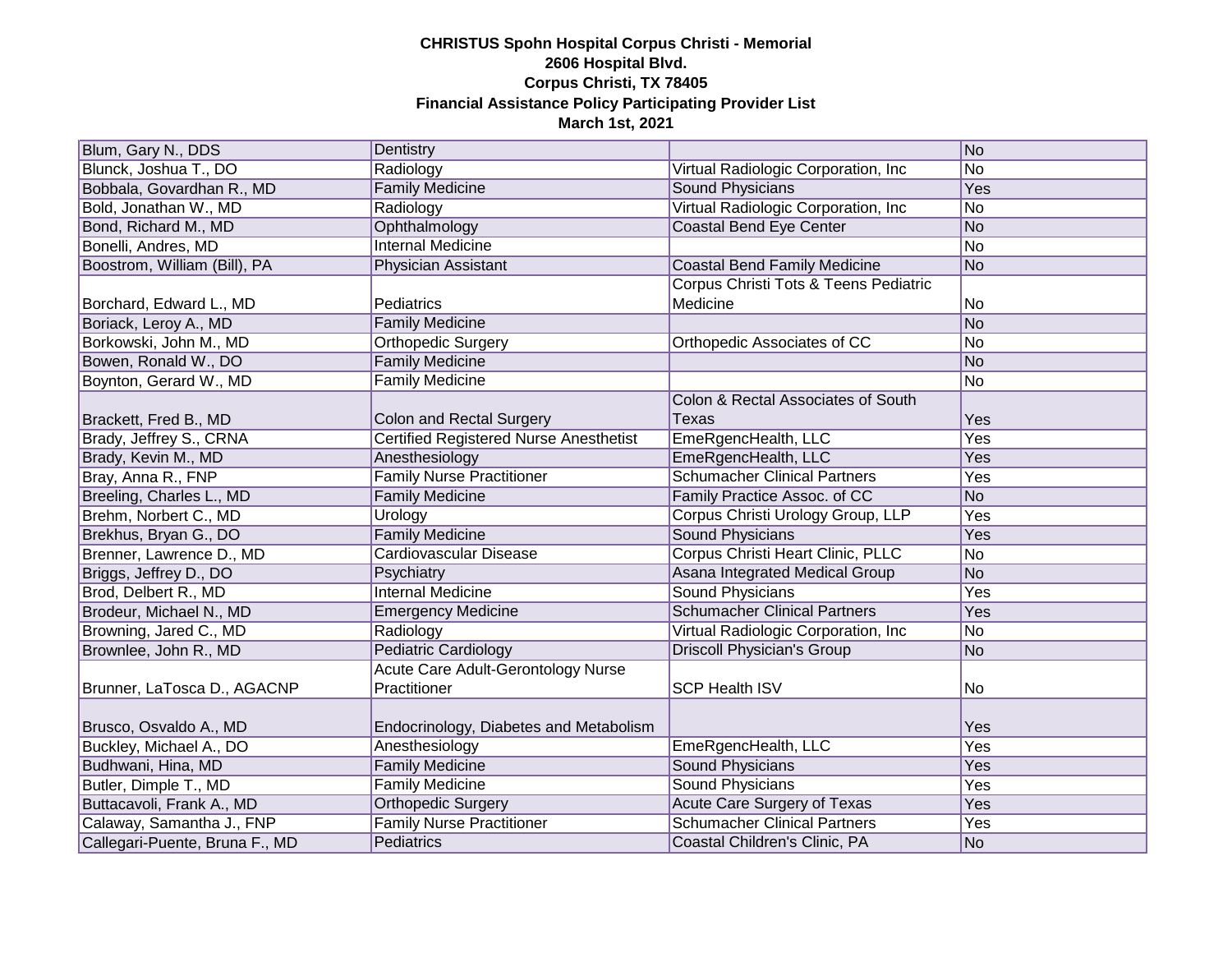**CHRISTUS Spohn Hospital Corpus Christi - Memorial**
**2606 Hospital Blvd.**
**Corpus Christi, TX 78405**
**Financial Assistance Policy Participating Provider List**
**March 1st, 2021**

| | | | |
|---|---|---|---|
| Blum, Gary N., DDS | Dentistry | | No |
| Blunck, Joshua T., DO | Radiology | Virtual Radiologic Corporation, Inc | No |
| Bobbala, Govardhan R., MD | Family Medicine | Sound Physicians | Yes |
| Bold, Jonathan W., MD | Radiology | Virtual Radiologic Corporation, Inc | No |
| Bond, Richard M., MD | Ophthalmology | Coastal Bend Eye Center | No |
| Bonelli, Andres, MD | Internal Medicine | | No |
| Boostrom, William (Bill), PA | Physician Assistant | Coastal Bend Family Medicine | No |
| Borchard, Edward L., MD | Pediatrics | Corpus Christi Tots & Teens Pediatric Medicine | No |
| Boriack, Leroy A., MD | Family Medicine | | No |
| Borkowski, John M., MD | Orthopedic Surgery | Orthopedic Associates of CC | No |
| Bowen, Ronald W., DO | Family Medicine | | No |
| Boynton, Gerard W., MD | Family Medicine | | No |
| Brackett, Fred B., MD | Colon and Rectal Surgery | Colon & Rectal Associates of South Texas | Yes |
| Brady, Jeffrey S., CRNA | Certified Registered Nurse Anesthetist | EmeRgencHealth, LLC | Yes |
| Brady, Kevin M., MD | Anesthesiology | EmeRgencHealth, LLC | Yes |
| Bray, Anna R., FNP | Family Nurse Practitioner | Schumacher Clinical Partners | Yes |
| Breeling, Charles L., MD | Family Medicine | Family Practice Assoc. of CC | No |
| Brehm, Norbert C., MD | Urology | Corpus Christi Urology Group, LLP | Yes |
| Brekhus, Bryan G., DO | Family Medicine | Sound Physicians | Yes |
| Brenner, Lawrence D., MD | Cardiovascular Disease | Corpus Christi Heart Clinic, PLLC | No |
| Briggs, Jeffrey D., DO | Psychiatry | Asana Integrated Medical Group | No |
| Brod, Delbert R., MD | Internal Medicine | Sound Physicians | Yes |
| Brodeur, Michael N., MD | Emergency Medicine | Schumacher Clinical Partners | Yes |
| Browning, Jared C., MD | Radiology | Virtual Radiologic Corporation, Inc | No |
| Brownlee, John R., MD | Pediatric Cardiology | Driscoll Physician's Group | No |
| Brunner, LaTosca D., AGACNP | Acute Care Adult-Gerontology Nurse Practitioner | SCP Health ISV | No |
| Brusco, Osvaldo A., MD | Endocrinology, Diabetes and Metabolism | | Yes |
| Buckley, Michael A., DO | Anesthesiology | EmeRgencHealth, LLC | Yes |
| Budhwani, Hina, MD | Family Medicine | Sound Physicians | Yes |
| Butler, Dimple T., MD | Family Medicine | Sound Physicians | Yes |
| Buttacavoli, Frank A., MD | Orthopedic Surgery | Acute Care Surgery of Texas | Yes |
| Calaway, Samantha J., FNP | Family Nurse Practitioner | Schumacher Clinical Partners | Yes |
| Callegari-Puente, Bruna F., MD | Pediatrics | Coastal Children's Clinic, PA | No |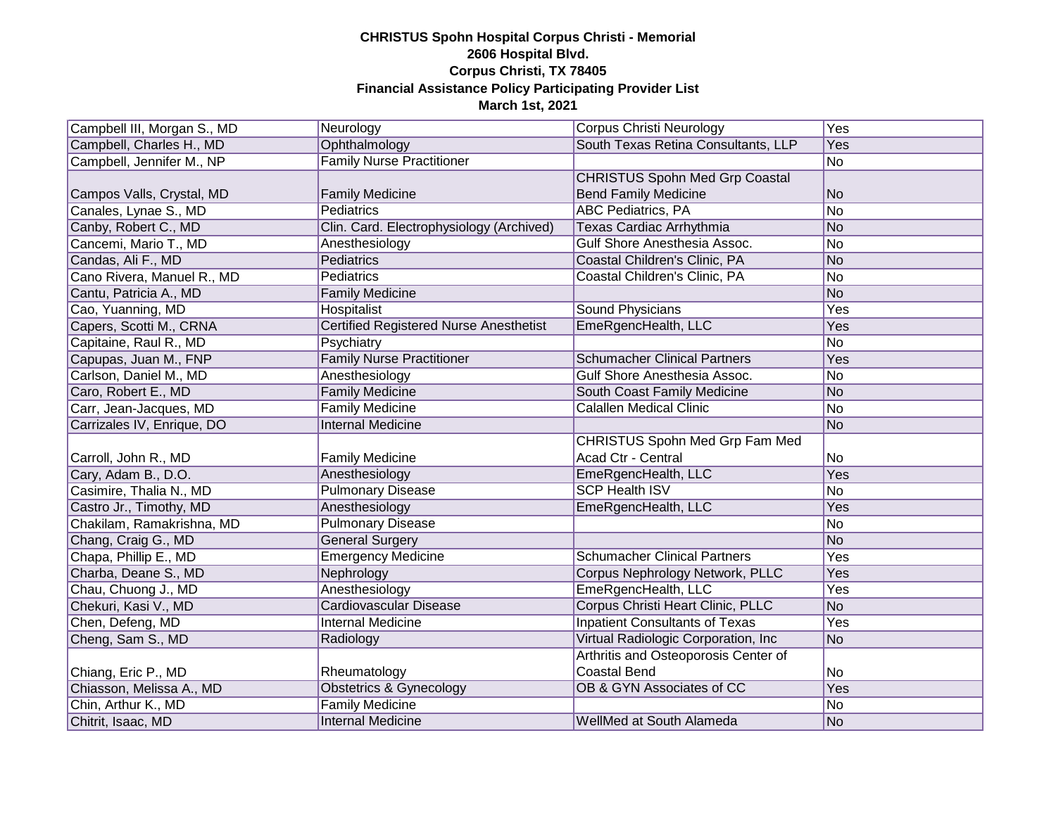**CHRISTUS Spohn Hospital Corpus Christi - Memorial**
**2606 Hospital Blvd.**
**Corpus Christi, TX 78405**
**Financial Assistance Policy Participating Provider List**
**March 1st, 2021**

| | | | |
|---|---|---|---|
| Campbell III, Morgan S., MD | Neurology | Corpus Christi Neurology | Yes |
| Campbell, Charles H., MD | Ophthalmology | South Texas Retina Consultants, LLP | Yes |
| Campbell, Jennifer M., NP | Family Nurse Practitioner | | No |
| Campos Valls, Crystal, MD | Family Medicine | CHRISTUS Spohn Med Grp Coastal Bend Family Medicine | No |
| Canales, Lynae S., MD | Pediatrics | ABC Pediatrics, PA | No |
| Canby, Robert C., MD | Clin. Card. Electrophysiology (Archived) | Texas Cardiac Arrhythmia | No |
| Cancemi, Mario T., MD | Anesthesiology | Gulf Shore Anesthesia Assoc. | No |
| Candas, Ali F., MD | Pediatrics | Coastal Children's Clinic, PA | No |
| Cano Rivera, Manuel R., MD | Pediatrics | Coastal Children's Clinic, PA | No |
| Cantu, Patricia A., MD | Family Medicine | | No |
| Cao, Yuanning, MD | Hospitalist | Sound Physicians | Yes |
| Capers, Scotti M., CRNA | Certified Registered Nurse Anesthetist | EmeRgencHealth, LLC | Yes |
| Capitaine, Raul R., MD | Psychiatry | | No |
| Capupas, Juan M., FNP | Family Nurse Practitioner | Schumacher Clinical Partners | Yes |
| Carlson, Daniel M., MD | Anesthesiology | Gulf Shore Anesthesia Assoc. | No |
| Caro, Robert E., MD | Family Medicine | South Coast Family Medicine | No |
| Carr, Jean-Jacques, MD | Family Medicine | Calallen Medical Clinic | No |
| Carrizales IV, Enrique, DO | Internal Medicine | | No |
| Carroll, John R., MD | Family Medicine | CHRISTUS Spohn Med Grp Fam Med Acad Ctr - Central | No |
| Cary, Adam B., D.O. | Anesthesiology | EmeRgencHealth, LLC | Yes |
| Casimire, Thalia N., MD | Pulmonary Disease | SCP Health ISV | No |
| Castro Jr., Timothy, MD | Anesthesiology | EmeRgencHealth, LLC | Yes |
| Chakilam, Ramakrishna, MD | Pulmonary Disease | | No |
| Chang, Craig G., MD | General Surgery | | No |
| Chapa, Phillip E., MD | Emergency Medicine | Schumacher Clinical Partners | Yes |
| Charba, Deane S., MD | Nephrology | Corpus Nephrology Network, PLLC | Yes |
| Chau, Chuong J., MD | Anesthesiology | EmeRgencHealth, LLC | Yes |
| Chekuri, Kasi V., MD | Cardiovascular Disease | Corpus Christi Heart Clinic, PLLC | No |
| Chen, Defeng, MD | Internal Medicine | Inpatient Consultants of Texas | Yes |
| Cheng, Sam S., MD | Radiology | Virtual Radiologic Corporation, Inc | No |
| Chiang, Eric P., MD | Rheumatology | Arthritis and Osteoporosis Center of Coastal Bend | No |
| Chiasson, Melissa A., MD | Obstetrics & Gynecology | OB & GYN Associates of CC | Yes |
| Chin, Arthur K., MD | Family Medicine | | No |
| Chitrit, Isaac, MD | Internal Medicine | WellMed at South Alameda | No |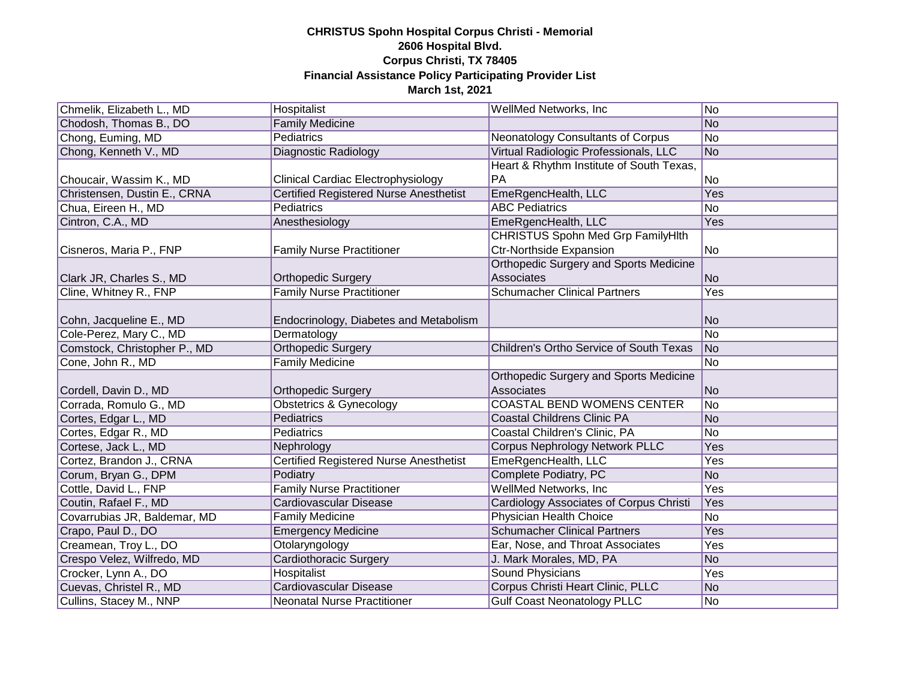**CHRISTUS Spohn Hospital Corpus Christi - Memorial**
**2606 Hospital Blvd.**
**Corpus Christi, TX 78405**
**Financial Assistance Policy Participating Provider List**
**March 1st, 2021**

| | | | |
|---|---|---|---|
| Chmelik, Elizabeth L., MD | Hospitalist | WellMed Networks, Inc | No |
| Chodosh, Thomas B., DO | Family Medicine | | No |
| Chong, Euming, MD | Pediatrics | Neonatology Consultants of Corpus | No |
| Chong, Kenneth V., MD | Diagnostic Radiology | Virtual Radiologic Professionals, LLC | No |
| Choucair, Wassim K., MD | Clinical Cardiac Electrophysiology | Heart & Rhythm Institute of South Texas, PA | No |
| Christensen, Dustin E., CRNA | Certified Registered Nurse Anesthetist | EmeRgencHealth, LLC | Yes |
| Chua, Eireen H., MD | Pediatrics | ABC Pediatrics | No |
| Cintron, C.A., MD | Anesthesiology | EmeRgencHealth, LLC | Yes |
| Cisneros, Maria P., FNP | Family Nurse Practitioner | CHRISTUS Spohn Med Grp FamilyHlth Ctr-Northside Expansion | No |
| Clark JR, Charles S., MD | Orthopedic Surgery | Orthopedic Surgery and Sports Medicine Associates | No |
| Cline, Whitney R., FNP | Family Nurse Practitioner | Schumacher Clinical Partners | Yes |
| Cohn, Jacqueline E., MD | Endocrinology, Diabetes and Metabolism | | No |
| Cole-Perez, Mary C., MD | Dermatology | | No |
| Comstock, Christopher P., MD | Orthopedic Surgery | Children's Ortho Service of South Texas | No |
| Cone, John R., MD | Family Medicine | | No |
| Cordell, Davin D., MD | Orthopedic Surgery | Orthopedic Surgery and Sports Medicine Associates | No |
| Corrada, Romulo G., MD | Obstetrics & Gynecology | COASTAL BEND WOMENS CENTER | No |
| Cortes, Edgar L., MD | Pediatrics | Coastal Childrens Clinic PA | No |
| Cortes, Edgar R., MD | Pediatrics | Coastal Children's Clinic, PA | No |
| Cortese, Jack L., MD | Nephrology | Corpus Nephrology Network PLLC | Yes |
| Cortez, Brandon J., CRNA | Certified Registered Nurse Anesthetist | EmeRgencHealth, LLC | Yes |
| Corum, Bryan G., DPM | Podiatry | Complete Podiatry, PC | No |
| Cottle, David L., FNP | Family Nurse Practitioner | WellMed Networks, Inc | Yes |
| Coutin, Rafael F., MD | Cardiovascular Disease | Cardiology Associates of Corpus Christi | Yes |
| Covarrubias JR, Baldemar, MD | Family Medicine | Physician Health Choice | No |
| Crapo, Paul D., DO | Emergency Medicine | Schumacher Clinical Partners | Yes |
| Creamean, Troy L., DO | Otolaryngology | Ear, Nose, and Throat Associates | Yes |
| Crespo Velez, Wilfredo, MD | Cardiothoracic Surgery | J. Mark Morales, MD, PA | No |
| Crocker, Lynn A., DO | Hospitalist | Sound Physicians | Yes |
| Cuevas, Christel R., MD | Cardiovascular Disease | Corpus Christi Heart Clinic, PLLC | No |
| Cullins, Stacey M., NNP | Neonatal Nurse Practitioner | Gulf Coast Neonatology PLLC | No |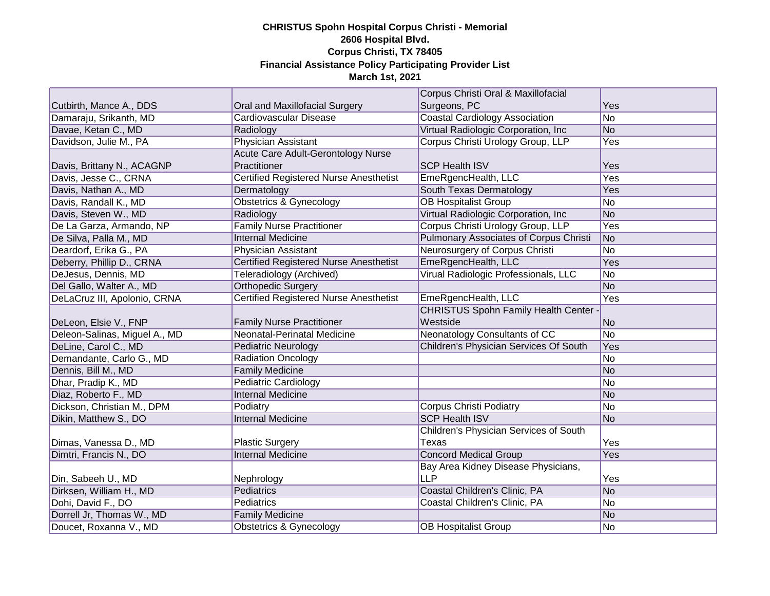**CHRISTUS Spohn Hospital Corpus Christi - Memorial**
**2606 Hospital Blvd.**
**Corpus Christi, TX 78405**
**Financial Assistance Policy Participating Provider List**
**March 1st, 2021**

| | | | |
|---|---|---|---|
| Cutbirth, Mance A., DDS | Oral and Maxillofacial Surgery | Corpus Christi Oral & Maxillofacial Surgeons, PC | Yes |
| Damaraju, Srikanth, MD | Cardiovascular Disease | Coastal Cardiology Association | No |
| Davae, Ketan C., MD | Radiology | Virtual Radiologic Corporation, Inc | No |
| Davidson, Julie M., PA | Physician Assistant | Corpus Christi Urology Group, LLP | Yes |
| Davis, Brittany N., ACAGNP | Acute Care Adult-Gerontology Nurse Practitioner | SCP Health ISV | Yes |
| Davis, Jesse C., CRNA | Certified Registered Nurse Anesthetist | EmeRgencHealth, LLC | Yes |
| Davis, Nathan A., MD | Dermatology | South Texas Dermatology | Yes |
| Davis, Randall K., MD | Obstetrics & Gynecology | OB Hospitalist Group | No |
| Davis, Steven W., MD | Radiology | Virtual Radiologic Corporation, Inc | No |
| De La Garza, Armando, NP | Family Nurse Practitioner | Corpus Christi Urology Group, LLP | Yes |
| De Silva, Palla M., MD | Internal Medicine | Pulmonary Associates of Corpus Christi | No |
| Deardorf, Erika G., PA | Physician Assistant | Neurosurgery of Corpus Christi | No |
| Deberry, Phillip D., CRNA | Certified Registered Nurse Anesthetist | EmeRgencHealth, LLC | Yes |
| DeJesus, Dennis, MD | Teleradiology (Archived) | Virual Radiologic Professionals, LLC | No |
| Del Gallo, Walter A., MD | Orthopedic Surgery | | No |
| DeLaCruz III, Apolonio, CRNA | Certified Registered Nurse Anesthetist | EmeRgencHealth, LLC | Yes |
| DeLeon, Elsie V., FNP | Family Nurse Practitioner | CHRISTUS Spohn Family Health Center - Westside | No |
| Deleon-Salinas, Miguel A., MD | Neonatal-Perinatal Medicine | Neonatology Consultants of CC | No |
| DeLine, Carol C., MD | Pediatric Neurology | Children's Physician Services Of South | Yes |
| Demandante, Carlo G., MD | Radiation Oncology | | No |
| Dennis, Bill M., MD | Family Medicine | | No |
| Dhar, Pradip K., MD | Pediatric Cardiology | | No |
| Diaz, Roberto F., MD | Internal Medicine | | No |
| Dickson, Christian M., DPM | Podiatry | Corpus Christi Podiatry | No |
| Dikin, Matthew S., DO | Internal Medicine | SCP Health ISV | No |
| Dimas, Vanessa D., MD | Plastic Surgery | Children's Physician Services of South Texas | Yes |
| Dimtri, Francis N., DO | Internal Medicine | Concord Medical Group | Yes |
| Din, Sabeeh U., MD | Nephrology | Bay Area Kidney Disease Physicians, LLP | Yes |
| Dirksen, William H., MD | Pediatrics | Coastal Children's Clinic, PA | No |
| Dohi, David F., DO | Pediatrics | Coastal Children's Clinic, PA | No |
| Dorrell Jr, Thomas W., MD | Family Medicine | | No |
| Doucet, Roxanna V., MD | Obstetrics & Gynecology | OB Hospitalist Group | No |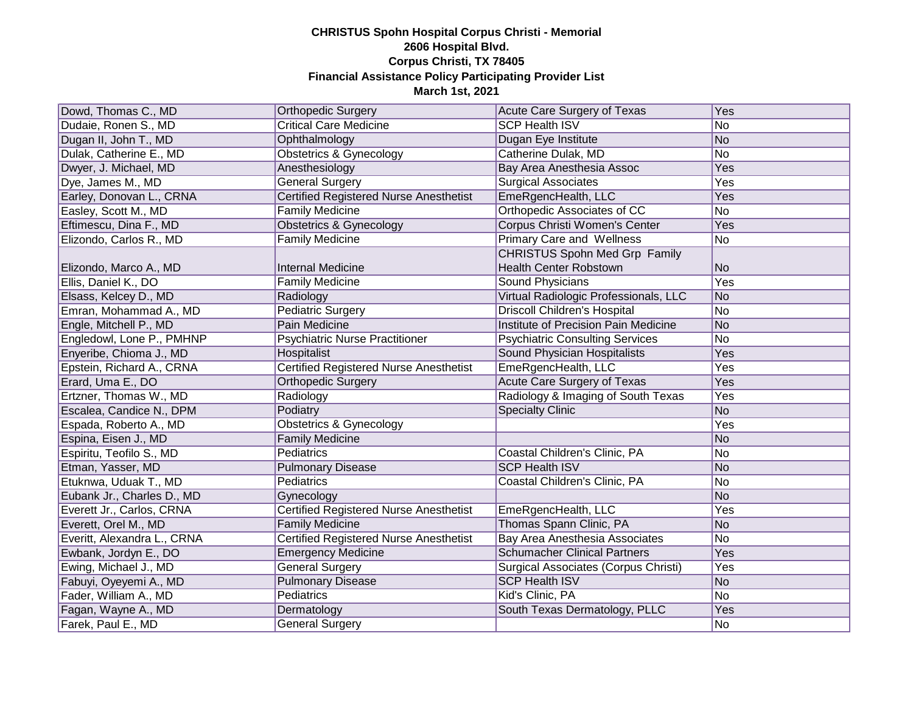**CHRISTUS Spohn Hospital Corpus Christi - Memorial**
**2606 Hospital Blvd.**
**Corpus Christi, TX 78405**
**Financial Assistance Policy Participating Provider List**
**March 1st, 2021**

| | | | |
|---|---|---|---|
| Dowd, Thomas C., MD | Orthopedic Surgery | Acute Care Surgery of Texas | Yes |
| Dudaie, Ronen S., MD | Critical Care Medicine | SCP Health ISV | No |
| Dugan II, John T., MD | Ophthalmology | Dugan Eye Institute | No |
| Dulak, Catherine E., MD | Obstetrics & Gynecology | Catherine Dulak, MD | No |
| Dwyer, J. Michael, MD | Anesthesiology | Bay Area Anesthesia Assoc | Yes |
| Dye, James M., MD | General Surgery | Surgical Associates | Yes |
| Earley, Donovan L., CRNA | Certified Registered Nurse Anesthetist | EmeRgencHealth, LLC | Yes |
| Easley, Scott M., MD | Family Medicine | Orthopedic Associates of CC | No |
| Eftimescu, Dina F., MD | Obstetrics & Gynecology | Corpus Christi Women's Center | Yes |
| Elizondo, Carlos R., MD | Family Medicine | Primary Care and Wellness | No |
| Elizondo, Marco A., MD | Internal Medicine | CHRISTUS Spohn Med Grp Family Health Center Robstown | No |
| Ellis, Daniel K., DO | Family Medicine | Sound Physicians | Yes |
| Elsass, Kelcey D., MD | Radiology | Virtual Radiologic Professionals, LLC | No |
| Emran, Mohammad A., MD | Pediatric Surgery | Driscoll Children's Hospital | No |
| Engle, Mitchell P., MD | Pain Medicine | Institute of Precision Pain Medicine | No |
| Engledowl, Lone P., PMHNP | Psychiatric Nurse Practitioner | Psychiatric Consulting Services | No |
| Enyeribe, Chioma J., MD | Hospitalist | Sound Physician Hospitalists | Yes |
| Epstein, Richard A., CRNA | Certified Registered Nurse Anesthetist | EmeRgencHealth, LLC | Yes |
| Erard, Uma E., DO | Orthopedic Surgery | Acute Care Surgery of Texas | Yes |
| Ertzner, Thomas W., MD | Radiology | Radiology & Imaging of South Texas | Yes |
| Escalea, Candice N., DPM | Podiatry | Specialty Clinic | No |
| Espada, Roberto A., MD | Obstetrics & Gynecology | | Yes |
| Espina, Eisen J., MD | Family Medicine | | No |
| Espiritu, Teofilo S., MD | Pediatrics | Coastal Children's Clinic, PA | No |
| Etman, Yasser, MD | Pulmonary Disease | SCP Health ISV | No |
| Etuknwa, Uduak T., MD | Pediatrics | Coastal Children's Clinic, PA | No |
| Eubank Jr., Charles D., MD | Gynecology | | No |
| Everett Jr., Carlos, CRNA | Certified Registered Nurse Anesthetist | EmeRgencHealth, LLC | Yes |
| Everett, Orel M., MD | Family Medicine | Thomas Spann Clinic, PA | No |
| Everitt, Alexandra L., CRNA | Certified Registered Nurse Anesthetist | Bay Area Anesthesia Associates | No |
| Ewbank, Jordyn E., DO | Emergency Medicine | Schumacher Clinical Partners | Yes |
| Ewing, Michael J., MD | General Surgery | Surgical Associates (Corpus Christi) | Yes |
| Fabuyi, Oyeyemi A., MD | Pulmonary Disease | SCP Health ISV | No |
| Fader, William A., MD | Pediatrics | Kid's Clinic, PA | No |
| Fagan, Wayne A., MD | Dermatology | South Texas Dermatology, PLLC | Yes |
| Farek, Paul E., MD | General Surgery | | No |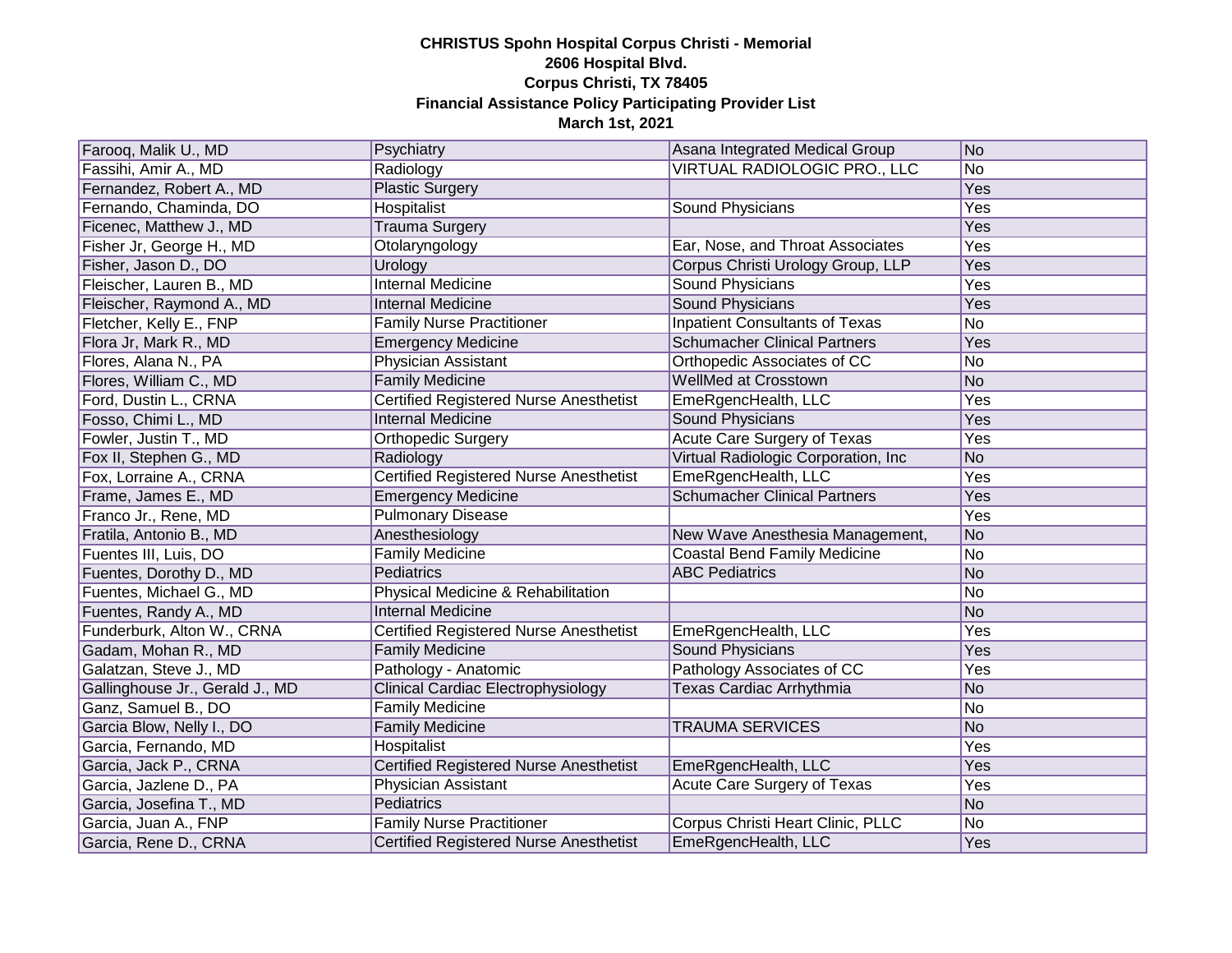**CHRISTUS Spohn Hospital Corpus Christi - Memorial**
**2606 Hospital Blvd.**
**Corpus Christi, TX 78405**
**Financial Assistance Policy Participating Provider List**
**March 1st, 2021**

| | | | |
|---|---|---|---|
| Farooq, Malik U., MD | Psychiatry | Asana Integrated Medical Group | No |
| Fassihi, Amir A., MD | Radiology | VIRTUAL RADIOLOGIC PRO., LLC | No |
| Fernandez, Robert A., MD | Plastic Surgery | | Yes |
| Fernando, Chaminda, DO | Hospitalist | Sound Physicians | Yes |
| Ficenec, Matthew J., MD | Trauma Surgery | | Yes |
| Fisher Jr, George H., MD | Otolaryngology | Ear, Nose, and Throat Associates | Yes |
| Fisher, Jason D., DO | Urology | Corpus Christi Urology Group, LLP | Yes |
| Fleischer, Lauren B., MD | Internal Medicine | Sound Physicians | Yes |
| Fleischer, Raymond A., MD | Internal Medicine | Sound Physicians | Yes |
| Fletcher, Kelly E., FNP | Family Nurse Practitioner | Inpatient Consultants of Texas | No |
| Flora Jr, Mark R., MD | Emergency Medicine | Schumacher Clinical Partners | Yes |
| Flores, Alana N., PA | Physician Assistant | Orthopedic Associates of CC | No |
| Flores, William C., MD | Family Medicine | WellMed at Crosstown | No |
| Ford, Dustin L., CRNA | Certified Registered Nurse Anesthetist | EmeRgencHealth, LLC | Yes |
| Fosso, Chimi L., MD | Internal Medicine | Sound Physicians | Yes |
| Fowler, Justin T., MD | Orthopedic Surgery | Acute Care Surgery of Texas | Yes |
| Fox II, Stephen G., MD | Radiology | Virtual Radiologic Corporation, Inc | No |
| Fox, Lorraine A., CRNA | Certified Registered Nurse Anesthetist | EmeRgencHealth, LLC | Yes |
| Frame, James E., MD | Emergency Medicine | Schumacher Clinical Partners | Yes |
| Franco Jr., Rene, MD | Pulmonary Disease | | Yes |
| Fratila, Antonio B., MD | Anesthesiology | New Wave Anesthesia Management, | No |
| Fuentes III, Luis, DO | Family Medicine | Coastal Bend Family Medicine | No |
| Fuentes, Dorothy D., MD | Pediatrics | ABC Pediatrics | No |
| Fuentes, Michael G., MD | Physical Medicine & Rehabilitation | | No |
| Fuentes, Randy A., MD | Internal Medicine | | No |
| Funderburk, Alton W., CRNA | Certified Registered Nurse Anesthetist | EmeRgencHealth, LLC | Yes |
| Gadam, Mohan R., MD | Family Medicine | Sound Physicians | Yes |
| Galatzan, Steve J., MD | Pathology - Anatomic | Pathology Associates of CC | Yes |
| Gallinghouse Jr., Gerald J., MD | Clinical Cardiac Electrophysiology | Texas Cardiac Arrhythmia | No |
| Ganz, Samuel B., DO | Family Medicine | | No |
| Garcia Blow, Nelly I., DO | Family Medicine | TRAUMA SERVICES | No |
| Garcia, Fernando, MD | Hospitalist | | Yes |
| Garcia, Jack P., CRNA | Certified Registered Nurse Anesthetist | EmeRgencHealth, LLC | Yes |
| Garcia, Jazlene D., PA | Physician Assistant | Acute Care Surgery of Texas | Yes |
| Garcia, Josefina T., MD | Pediatrics | | No |
| Garcia, Juan A., FNP | Family Nurse Practitioner | Corpus Christi Heart Clinic, PLLC | No |
| Garcia, Rene D., CRNA | Certified Registered Nurse Anesthetist | EmeRgencHealth, LLC | Yes |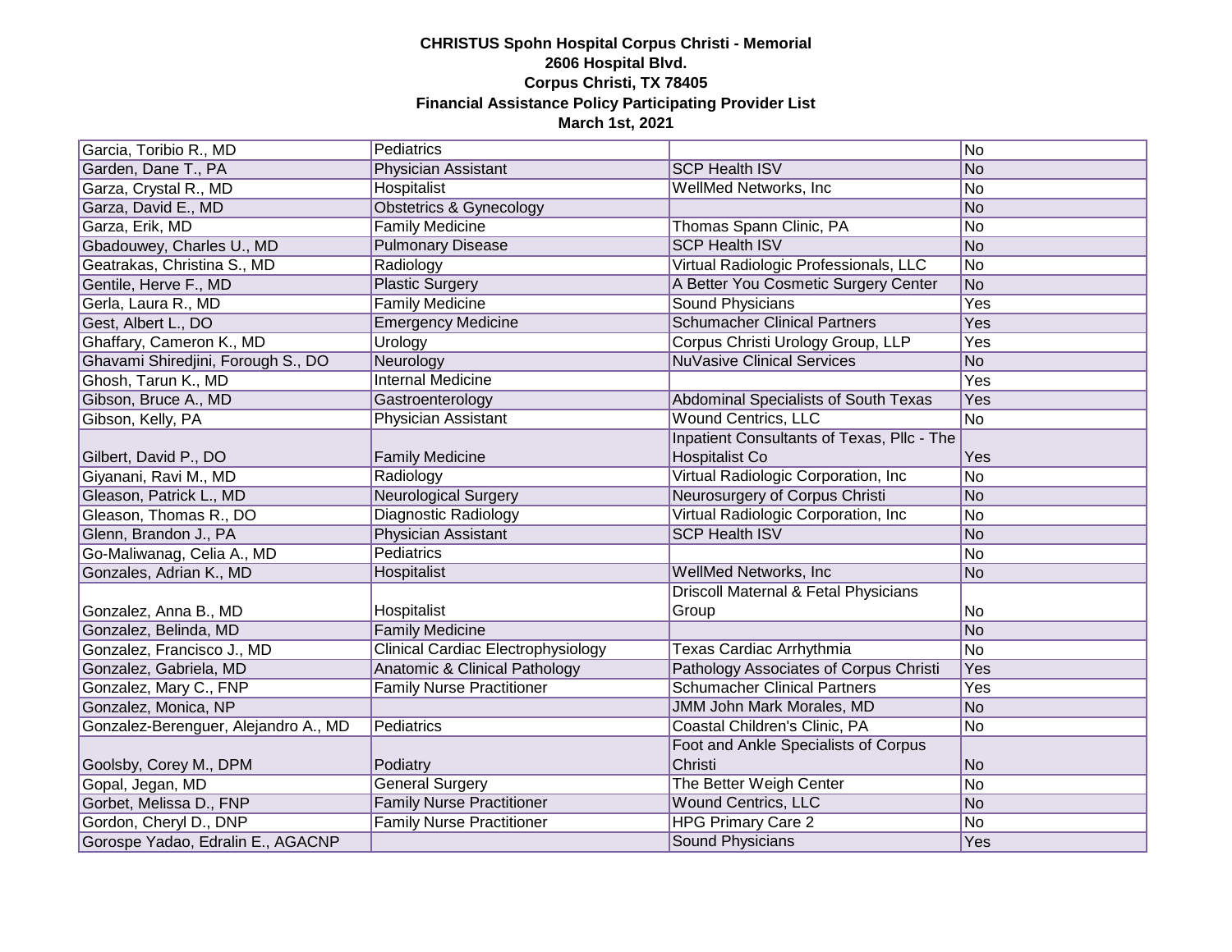**CHRISTUS Spohn Hospital Corpus Christi - Memorial**
**2606 Hospital Blvd.**
**Corpus Christi, TX 78405**
**Financial Assistance Policy Participating Provider List**
**March 1st, 2021**

| | | | |
|---|---|---|---|
| Garcia, Toribio R., MD | Pediatrics | | No |
| Garden, Dane T., PA | Physician Assistant | SCP Health ISV | No |
| Garza, Crystal R., MD | Hospitalist | WellMed Networks, Inc | No |
| Garza, David E., MD | Obstetrics & Gynecology | | No |
| Garza, Erik, MD | Family Medicine | Thomas Spann Clinic, PA | No |
| Gbadouwey, Charles U., MD | Pulmonary Disease | SCP Health ISV | No |
| Geatrakas, Christina S., MD | Radiology | Virtual Radiologic Professionals, LLC | No |
| Gentile, Herve F., MD | Plastic Surgery | A Better You Cosmetic Surgery Center | No |
| Gerla, Laura R., MD | Family Medicine | Sound Physicians | Yes |
| Gest, Albert L., DO | Emergency Medicine | Schumacher Clinical Partners | Yes |
| Ghaffary, Cameron K., MD | Urology | Corpus Christi Urology Group, LLP | Yes |
| Ghavami Shiredjini, Forough S., DO | Neurology | NuVasive Clinical Services | No |
| Ghosh, Tarun K., MD | Internal Medicine | | Yes |
| Gibson, Bruce A., MD | Gastroenterology | Abdominal Specialists of South Texas | Yes |
| Gibson, Kelly, PA | Physician Assistant | Wound Centrics, LLC | No |
| Gilbert, David P., DO | Family Medicine | Inpatient Consultants of Texas, Pllc - The Hospitalist Co | Yes |
| Giyanani, Ravi M., MD | Radiology | Virtual Radiologic Corporation, Inc | No |
| Gleason, Patrick L., MD | Neurological Surgery | Neurosurgery of Corpus Christi | No |
| Gleason, Thomas R., DO | Diagnostic Radiology | Virtual Radiologic Corporation, Inc | No |
| Glenn, Brandon J., PA | Physician Assistant | SCP Health ISV | No |
| Go-Maliwanag, Celia A., MD | Pediatrics | | No |
| Gonzales, Adrian K., MD | Hospitalist | WellMed Networks, Inc | No |
| Gonzalez, Anna B., MD | Hospitalist | Driscoll Maternal & Fetal Physicians Group | No |
| Gonzalez, Belinda, MD | Family Medicine | | No |
| Gonzalez, Francisco J., MD | Clinical Cardiac Electrophysiology | Texas Cardiac Arrhythmia | No |
| Gonzalez, Gabriela, MD | Anatomic & Clinical Pathology | Pathology Associates of Corpus Christi | Yes |
| Gonzalez, Mary C., FNP | Family Nurse Practitioner | Schumacher Clinical Partners | Yes |
| Gonzalez, Monica, NP | | JMM John Mark Morales, MD | No |
| Gonzalez-Berenguer, Alejandro A., MD | Pediatrics | Coastal Children's Clinic, PA | No |
| Goolsby, Corey M., DPM | Podiatry | Foot and Ankle Specialists of Corpus Christi | No |
| Gopal, Jegan, MD | General Surgery | The Better Weigh Center | No |
| Gorbet, Melissa D., FNP | Family Nurse Practitioner | Wound Centrics, LLC | No |
| Gordon, Cheryl D., DNP | Family Nurse Practitioner | HPG Primary Care 2 | No |
| Gorospe Yadao, Edralin E., AGACNP | | Sound Physicians | Yes |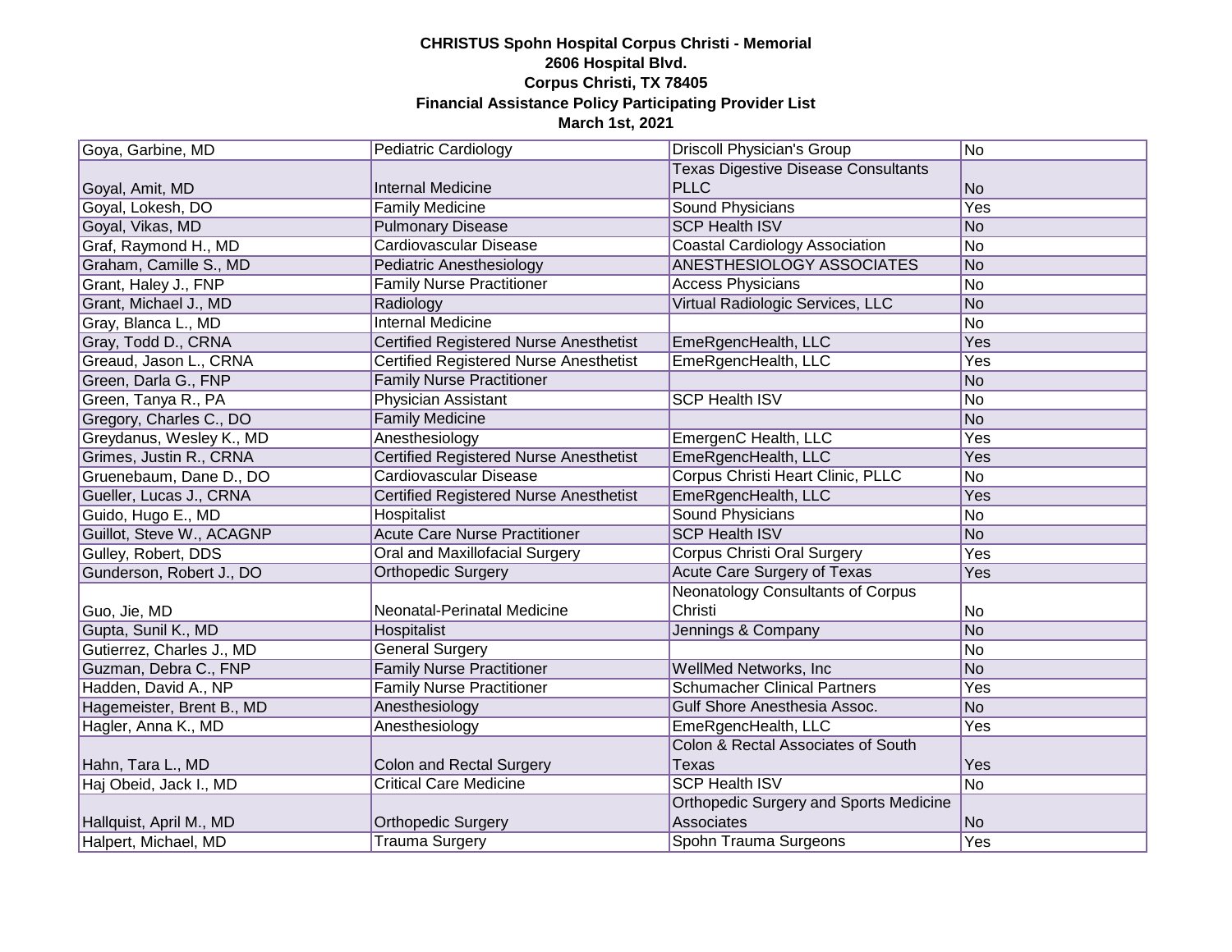**CHRISTUS Spohn Hospital Corpus Christi - Memorial**
**2606 Hospital Blvd.**
**Corpus Christi, TX 78405**
**Financial Assistance Policy Participating Provider List**
**March 1st, 2021**

| | | | |
|---|---|---|---|
| Goya, Garbine, MD | Pediatric Cardiology | Driscoll Physician's Group | No |
| Goyal, Amit, MD | Internal Medicine | Texas Digestive Disease Consultants PLLC | No |
| Goyal, Lokesh, DO | Family Medicine | Sound Physicians | Yes |
| Goyal, Vikas, MD | Pulmonary Disease | SCP Health ISV | No |
| Graf, Raymond H., MD | Cardiovascular Disease | Coastal Cardiology Association | No |
| Graham, Camille S., MD | Pediatric Anesthesiology | ANESTHESIOLOGY ASSOCIATES | No |
| Grant, Haley J., FNP | Family Nurse Practitioner | Access Physicians | No |
| Grant, Michael J., MD | Radiology | Virtual Radiologic Services, LLC | No |
| Gray, Blanca L., MD | Internal Medicine | | No |
| Gray, Todd D., CRNA | Certified Registered Nurse Anesthetist | EmeRgencHealth, LLC | Yes |
| Greaud, Jason L., CRNA | Certified Registered Nurse Anesthetist | EmeRgencHealth, LLC | Yes |
| Green, Darla G., FNP | Family Nurse Practitioner | | No |
| Green, Tanya R., PA | Physician Assistant | SCP Health ISV | No |
| Gregory, Charles C., DO | Family Medicine | | No |
| Greydanus, Wesley K., MD | Anesthesiology | EmergenC Health, LLC | Yes |
| Grimes, Justin R., CRNA | Certified Registered Nurse Anesthetist | EmeRgencHealth, LLC | Yes |
| Gruenebaum, Dane D., DO | Cardiovascular Disease | Corpus Christi Heart Clinic, PLLC | No |
| Gueller, Lucas J., CRNA | Certified Registered Nurse Anesthetist | EmeRgencHealth, LLC | Yes |
| Guido, Hugo E., MD | Hospitalist | Sound Physicians | No |
| Guillot, Steve W., ACAGNP | Acute Care Nurse Practitioner | SCP Health ISV | No |
| Gulley, Robert, DDS | Oral and Maxillofacial Surgery | Corpus Christi Oral Surgery | Yes |
| Gunderson, Robert J., DO | Orthopedic Surgery | Acute Care Surgery of Texas | Yes |
| Guo, Jie, MD | Neonatal-Perinatal Medicine | Neonatology Consultants of Corpus Christi | No |
| Gupta, Sunil K., MD | Hospitalist | Jennings & Company | No |
| Gutierrez, Charles J., MD | General Surgery | | No |
| Guzman, Debra C., FNP | Family Nurse Practitioner | WellMed Networks, Inc | No |
| Hadden, David A., NP | Family Nurse Practitioner | Schumacher Clinical Partners | Yes |
| Hagemeister, Brent B., MD | Anesthesiology | Gulf Shore Anesthesia Assoc. | No |
| Hagler, Anna K., MD | Anesthesiology | EmeRgencHealth, LLC | Yes |
| Hahn, Tara L., MD | Colon and Rectal Surgery | Colon & Rectal Associates of South Texas | Yes |
| Haj Obeid, Jack I., MD | Critical Care Medicine | SCP Health ISV | No |
| Hallquist, April M., MD | Orthopedic Surgery | Orthopedic Surgery and Sports Medicine Associates | No |
| Halpert, Michael, MD | Trauma Surgery | Spohn Trauma Surgeons | Yes |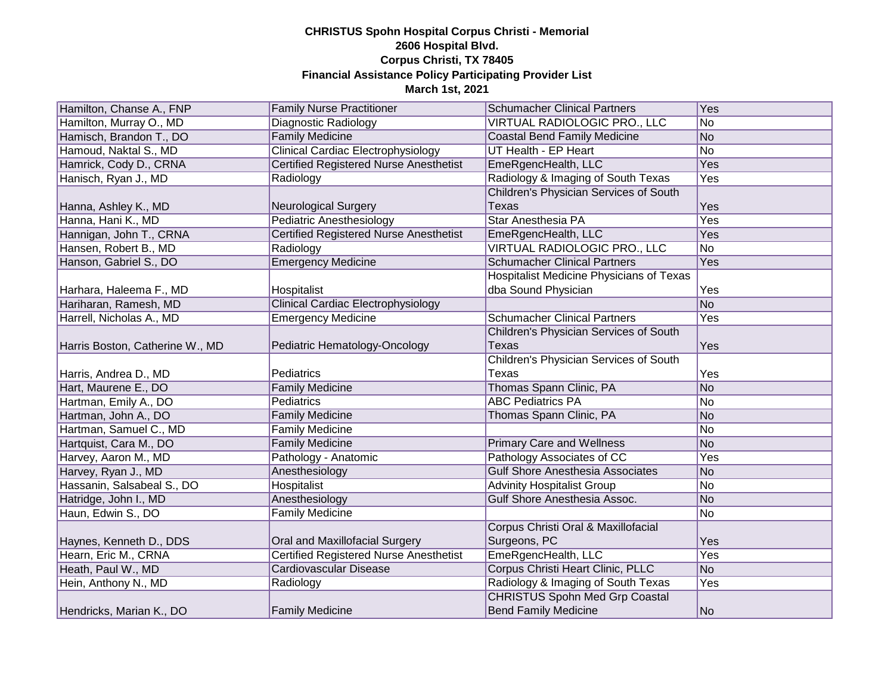**CHRISTUS Spohn Hospital Corpus Christi - Memorial**
**2606 Hospital Blvd.**
**Corpus Christi, TX 78405**
**Financial Assistance Policy Participating Provider List**
**March 1st, 2021**

| | | | |
|---|---|---|---|
| Hamilton, Chanse A., FNP | Family Nurse Practitioner | Schumacher Clinical Partners | Yes |
| Hamilton, Murray O., MD | Diagnostic Radiology | VIRTUAL RADIOLOGIC PRO., LLC | No |
| Hamisch, Brandon T., DO | Family Medicine | Coastal Bend Family Medicine | No |
| Hamoud, Naktal S., MD | Clinical Cardiac Electrophysiology | UT Health - EP Heart | No |
| Hamrick, Cody D., CRNA | Certified Registered Nurse Anesthetist | EmeRgencHealth, LLC | Yes |
| Hanisch, Ryan J., MD | Radiology | Radiology & Imaging of South Texas | Yes |
| Hanna, Ashley K., MD | Neurological Surgery | Children's Physician Services of South Texas | Yes |
| Hanna, Hani K., MD | Pediatric Anesthesiology | Star Anesthesia PA | Yes |
| Hannigan, John T., CRNA | Certified Registered Nurse Anesthetist | EmeRgencHealth, LLC | Yes |
| Hansen, Robert B., MD | Radiology | VIRTUAL RADIOLOGIC PRO., LLC | No |
| Hanson, Gabriel S., DO | Emergency Medicine | Schumacher Clinical Partners | Yes |
| Harhara, Haleema F., MD | Hospitalist | Hospitalist Medicine Physicians of Texas dba Sound Physician | Yes |
| Hariharan, Ramesh, MD | Clinical Cardiac Electrophysiology | | No |
| Harrell, Nicholas A., MD | Emergency Medicine | Schumacher Clinical Partners | Yes |
| Harris Boston, Catherine W., MD | Pediatric Hematology-Oncology | Children's Physician Services of South Texas | Yes |
| Harris, Andrea D., MD | Pediatrics | Children's Physician Services of South Texas | Yes |
| Hart, Maurene E., DO | Family Medicine | Thomas Spann Clinic, PA | No |
| Hartman, Emily A., DO | Pediatrics | ABC Pediatrics PA | No |
| Hartman, John A., DO | Family Medicine | Thomas Spann Clinic, PA | No |
| Hartman, Samuel C., MD | Family Medicine | | No |
| Hartquist, Cara M., DO | Family Medicine | Primary Care and Wellness | No |
| Harvey, Aaron M., MD | Pathology - Anatomic | Pathology Associates of CC | Yes |
| Harvey, Ryan J., MD | Anesthesiology | Gulf Shore Anesthesia Associates | No |
| Hassanin, Salsabeal S., DO | Hospitalist | Advinity Hospitalist Group | No |
| Hatridge, John I., MD | Anesthesiology | Gulf Shore Anesthesia Assoc. | No |
| Haun, Edwin S., DO | Family Medicine | | No |
| Haynes, Kenneth D., DDS | Oral and Maxillofacial Surgery | Corpus Christi Oral & Maxillofacial Surgeons, PC | Yes |
| Hearn, Eric M., CRNA | Certified Registered Nurse Anesthetist | EmeRgencHealth, LLC | Yes |
| Heath, Paul W., MD | Cardiovascular Disease | Corpus Christi Heart Clinic, PLLC | No |
| Hein, Anthony N., MD | Radiology | Radiology & Imaging of South Texas | Yes |
| Hendricks, Marian K., DO | Family Medicine | CHRISTUS Spohn Med Grp Coastal Bend Family Medicine | No |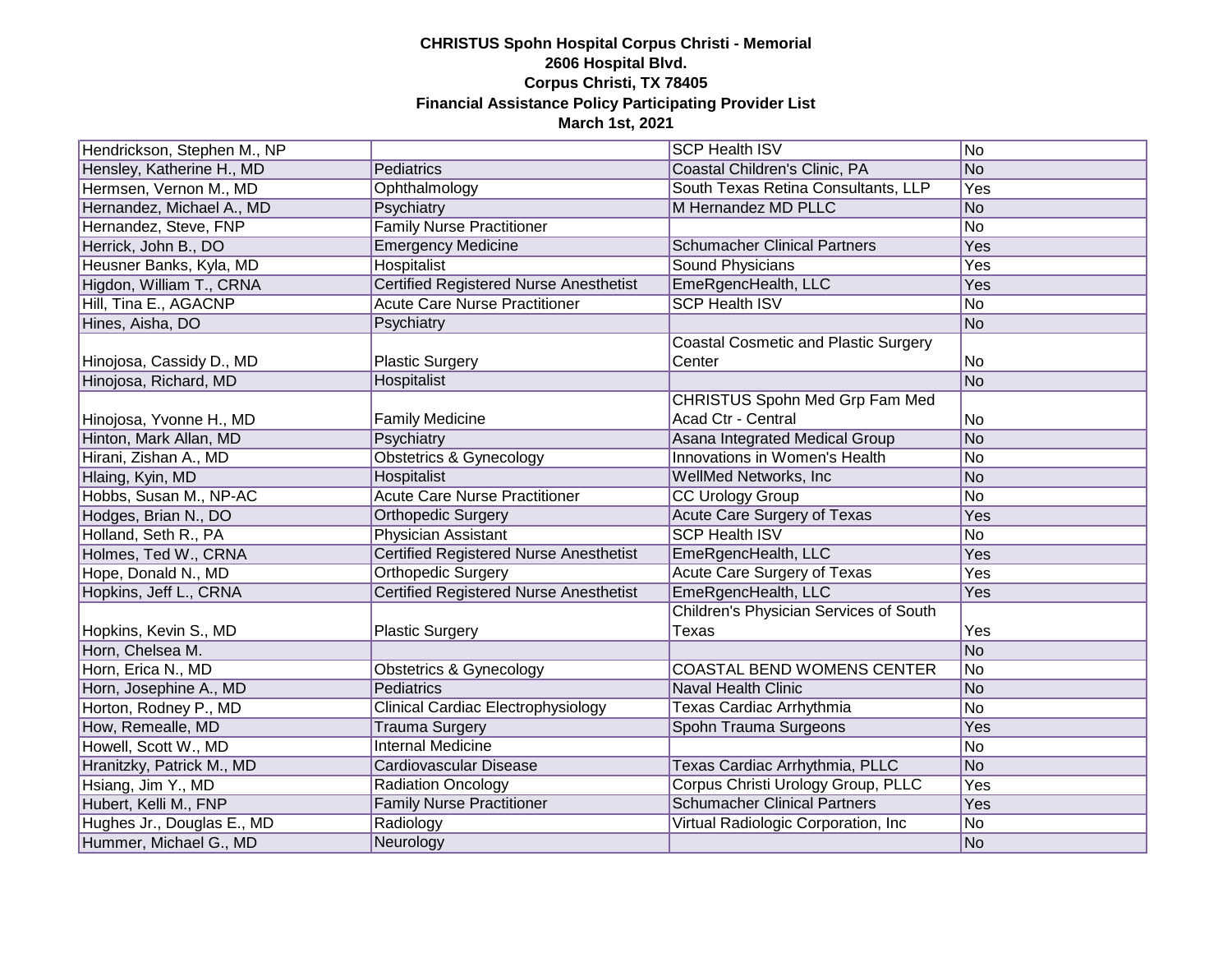**CHRISTUS Spohn Hospital Corpus Christi - Memorial**
**2606 Hospital Blvd.**
**Corpus Christi, TX 78405**
**Financial Assistance Policy Participating Provider List**
**March 1st, 2021**

| | | | |
|---|---|---|---|
| Hendrickson, Stephen M., NP | | SCP Health ISV | No |
| Hensley, Katherine H., MD | Pediatrics | Coastal Children's Clinic, PA | No |
| Hermsen, Vernon M., MD | Ophthalmology | South Texas Retina Consultants, LLP | Yes |
| Hernandez, Michael A., MD | Psychiatry | M Hernandez MD PLLC | No |
| Hernandez, Steve, FNP | Family Nurse Practitioner | | No |
| Herrick, John B., DO | Emergency Medicine | Schumacher Clinical Partners | Yes |
| Heusner Banks, Kyla, MD | Hospitalist | Sound Physicians | Yes |
| Higdon, William T., CRNA | Certified Registered Nurse Anesthetist | EmeRgencHealth, LLC | Yes |
| Hill, Tina E., AGACNP | Acute Care Nurse Practitioner | SCP Health ISV | No |
| Hines, Aisha, DO | Psychiatry | | No |
| Hinojosa, Cassidy D., MD | Plastic Surgery | Coastal Cosmetic and Plastic Surgery Center | No |
| Hinojosa, Richard, MD | Hospitalist | | No |
| Hinojosa, Yvonne H., MD | Family Medicine | CHRISTUS Spohn Med Grp Fam Med Acad Ctr - Central | No |
| Hinton, Mark Allan, MD | Psychiatry | Asana Integrated Medical Group | No |
| Hirani, Zishan A., MD | Obstetrics & Gynecology | Innovations in Women's Health | No |
| Hlaing, Kyin, MD | Hospitalist | WellMed Networks, Inc | No |
| Hobbs, Susan M., NP-AC | Acute Care Nurse Practitioner | CC Urology Group | No |
| Hodges, Brian N., DO | Orthopedic Surgery | Acute Care Surgery of Texas | Yes |
| Holland, Seth R., PA | Physician Assistant | SCP Health ISV | No |
| Holmes, Ted W., CRNA | Certified Registered Nurse Anesthetist | EmeRgencHealth, LLC | Yes |
| Hope, Donald N., MD | Orthopedic Surgery | Acute Care Surgery of Texas | Yes |
| Hopkins, Jeff L., CRNA | Certified Registered Nurse Anesthetist | EmeRgencHealth, LLC | Yes |
| Hopkins, Kevin S., MD | Plastic Surgery | Children's Physician Services of South Texas | Yes |
| Horn, Chelsea M. | | | No |
| Horn, Erica N., MD | Obstetrics & Gynecology | COASTAL BEND WOMENS CENTER | No |
| Horn, Josephine A., MD | Pediatrics | Naval Health Clinic | No |
| Horton, Rodney P., MD | Clinical Cardiac Electrophysiology | Texas Cardiac Arrhythmia | No |
| How, Remealle, MD | Trauma Surgery | Spohn Trauma Surgeons | Yes |
| Howell, Scott W., MD | Internal Medicine | | No |
| Hranitzky, Patrick M., MD | Cardiovascular Disease | Texas Cardiac Arrhythmia, PLLC | No |
| Hsiang, Jim Y., MD | Radiation Oncology | Corpus Christi Urology Group, PLLC | Yes |
| Hubert, Kelli M., FNP | Family Nurse Practitioner | Schumacher Clinical Partners | Yes |
| Hughes Jr., Douglas E., MD | Radiology | Virtual Radiologic Corporation, Inc | No |
| Hummer, Michael G., MD | Neurology | | No |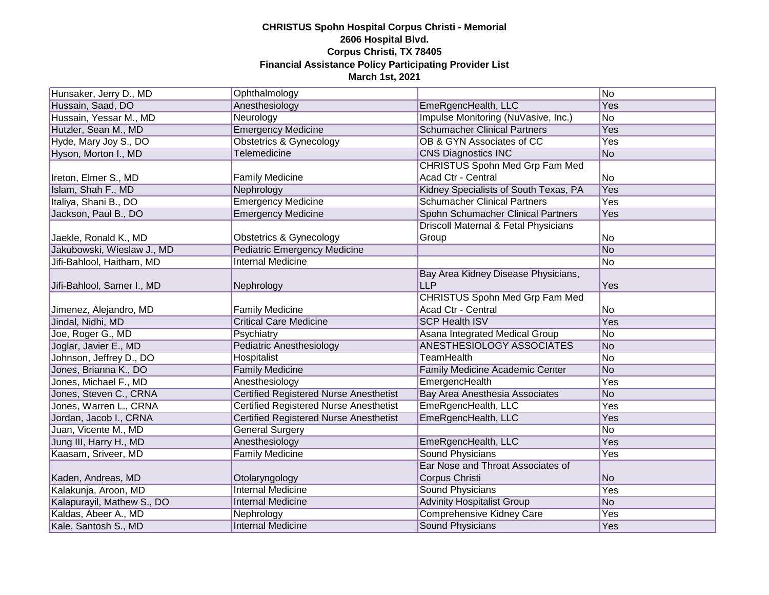**CHRISTUS Spohn Hospital Corpus Christi - Memorial**
**2606 Hospital Blvd.**
**Corpus Christi, TX 78405**
**Financial Assistance Policy Participating Provider List**
**March 1st, 2021**

| | | | |
|---|---|---|---|
| Hunsaker, Jerry D., MD | Ophthalmology | | No |
| Hussain, Saad, DO | Anesthesiology | EmeRgencHealth, LLC | Yes |
| Hussain, Yessar M., MD | Neurology | Impulse Monitoring (NuVasive, Inc.) | No |
| Hutzler, Sean M., MD | Emergency Medicine | Schumacher Clinical Partners | Yes |
| Hyde, Mary Joy S., DO | Obstetrics & Gynecology | OB & GYN Associates of CC | Yes |
| Hyson, Morton I., MD | Telemedicine | CNS Diagnostics INC | No |
| Ireton, Elmer S., MD | Family Medicine | CHRISTUS Spohn Med Grp Fam Med Acad Ctr - Central | No |
| Islam, Shah F., MD | Nephrology | Kidney Specialists of South Texas, PA | Yes |
| Italiya, Shani B., DO | Emergency Medicine | Schumacher Clinical Partners | Yes |
| Jackson, Paul B., DO | Emergency Medicine | Spohn Schumacher Clinical Partners | Yes |
| Jaekle, Ronald K., MD | Obstetrics & Gynecology | Driscoll Maternal & Fetal Physicians Group | No |
| Jakubowski, Wieslaw J., MD | Pediatric Emergency Medicine | | No |
| Jifi-Bahlool, Haitham, MD | Internal Medicine | | No |
| Jifi-Bahlool, Samer I., MD | Nephrology | Bay Area Kidney Disease Physicians, LLP | Yes |
| Jimenez, Alejandro, MD | Family Medicine | CHRISTUS Spohn Med Grp Fam Med Acad Ctr - Central | No |
| Jindal, Nidhi, MD | Critical Care Medicine | SCP Health ISV | Yes |
| Joe, Roger G., MD | Psychiatry | Asana Integrated Medical Group | No |
| Joglar, Javier E., MD | Pediatric Anesthesiology | ANESTHESIOLOGY ASSOCIATES | No |
| Johnson, Jeffrey D., DO | Hospitalist | TeamHealth | No |
| Jones, Brianna K., DO | Family Medicine | Family Medicine Academic Center | No |
| Jones, Michael F., MD | Anesthesiology | EmergencHealth | Yes |
| Jones, Steven C., CRNA | Certified Registered Nurse Anesthetist | Bay Area Anesthesia Associates | No |
| Jones, Warren L., CRNA | Certified Registered Nurse Anesthetist | EmeRgencHealth, LLC | Yes |
| Jordan, Jacob I., CRNA | Certified Registered Nurse Anesthetist | EmeRgencHealth, LLC | Yes |
| Juan, Vicente M., MD | General Surgery | | No |
| Jung III, Harry H., MD | Anesthesiology | EmeRgencHealth, LLC | Yes |
| Kaasam, Sriveer, MD | Family Medicine | Sound Physicians | Yes |
| Kaden, Andreas, MD | Otolaryngology | Ear Nose and Throat Associates of Corpus Christi | No |
| Kalakunja, Aroon, MD | Internal Medicine | Sound Physicians | Yes |
| Kalapurayil, Mathew S., DO | Internal Medicine | Advinity Hospitalist Group | No |
| Kaldas, Abeer A., MD | Nephrology | Comprehensive Kidney Care | Yes |
| Kale, Santosh S., MD | Internal Medicine | Sound Physicians | Yes |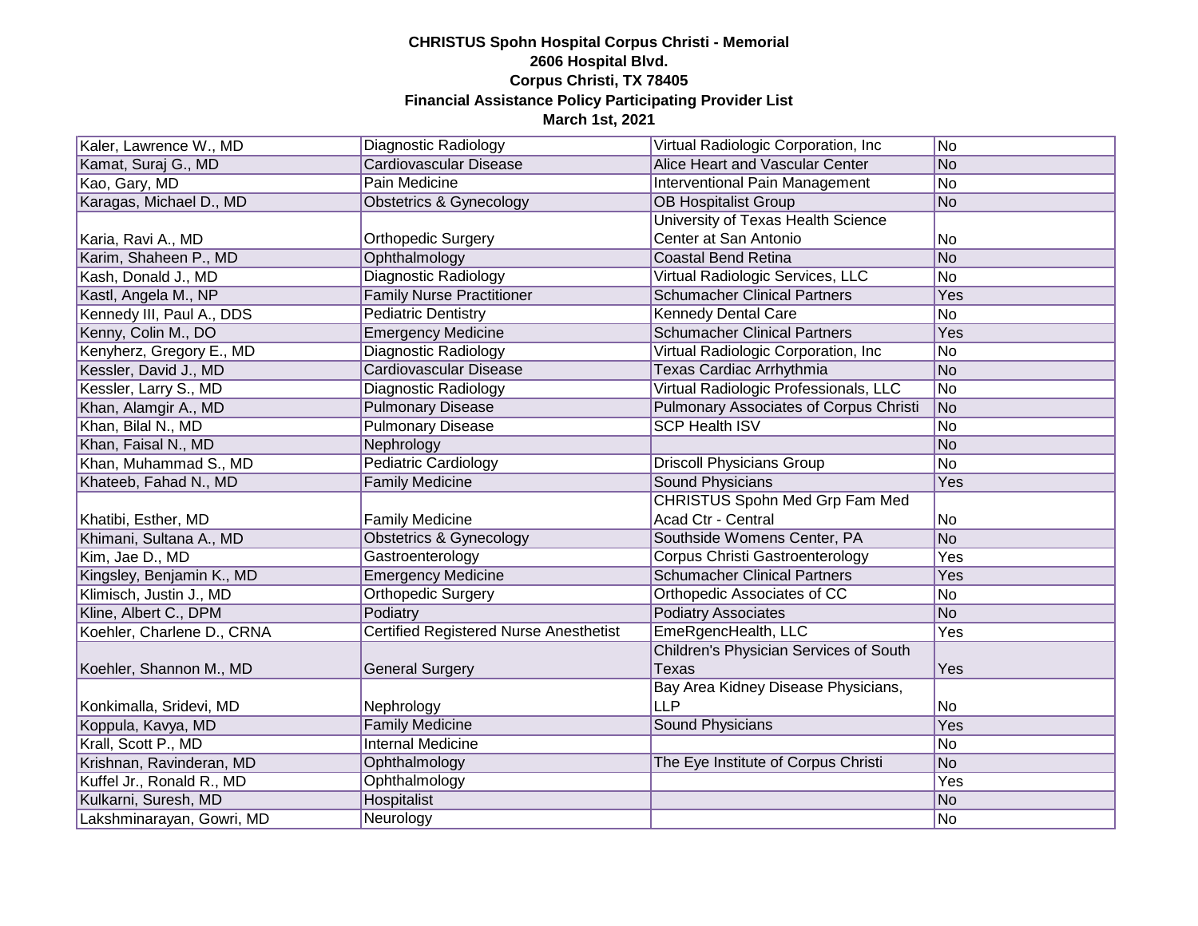**CHRISTUS Spohn Hospital Corpus Christi - Memorial**
**2606 Hospital Blvd.**
**Corpus Christi, TX 78405**
**Financial Assistance Policy Participating Provider List**
**March 1st, 2021**

| | | | |
|---|---|---|---|
| Kaler, Lawrence W., MD | Diagnostic Radiology | Virtual Radiologic Corporation, Inc | No |
| Kamat, Suraj G., MD | Cardiovascular Disease | Alice Heart and Vascular Center | No |
| Kao, Gary, MD | Pain Medicine | Interventional Pain Management | No |
| Karagas, Michael D., MD | Obstetrics & Gynecology | OB Hospitalist Group | No |
| Karia, Ravi A., MD | Orthopedic Surgery | University of Texas Health Science Center at San Antonio | No |
| Karim, Shaheen P., MD | Ophthalmology | Coastal Bend Retina | No |
| Kash, Donald J., MD | Diagnostic Radiology | Virtual Radiologic Services, LLC | No |
| Kastl, Angela M., NP | Family Nurse Practitioner | Schumacher Clinical Partners | Yes |
| Kennedy III, Paul A., DDS | Pediatric Dentistry | Kennedy Dental Care | No |
| Kenny, Colin M., DO | Emergency Medicine | Schumacher Clinical Partners | Yes |
| Kenyherz, Gregory E., MD | Diagnostic Radiology | Virtual Radiologic Corporation, Inc | No |
| Kessler, David J., MD | Cardiovascular Disease | Texas Cardiac Arrhythmia | No |
| Kessler, Larry S., MD | Diagnostic Radiology | Virtual Radiologic Professionals, LLC | No |
| Khan, Alamgir A., MD | Pulmonary Disease | Pulmonary Associates of Corpus Christi | No |
| Khan, Bilal N., MD | Pulmonary Disease | SCP Health ISV | No |
| Khan, Faisal N., MD | Nephrology | | No |
| Khan, Muhammad S., MD | Pediatric Cardiology | Driscoll Physicians Group | No |
| Khateeb, Fahad N., MD | Family Medicine | Sound Physicians | Yes |
| Khatibi, Esther, MD | Family Medicine | CHRISTUS Spohn Med Grp Fam Med Acad Ctr - Central | No |
| Khimani, Sultana A., MD | Obstetrics & Gynecology | Southside Womens Center, PA | No |
| Kim, Jae D., MD | Gastroenterology | Corpus Christi Gastroenterology | Yes |
| Kingsley, Benjamin K., MD | Emergency Medicine | Schumacher Clinical Partners | Yes |
| Klimisch, Justin J., MD | Orthopedic Surgery | Orthopedic Associates of CC | No |
| Kline, Albert C., DPM | Podiatry | Podiatry Associates | No |
| Koehler, Charlene D., CRNA | Certified Registered Nurse Anesthetist | EmeRgencHealth, LLC | Yes |
| Koehler, Shannon M., MD | General Surgery | Children's Physician Services of South Texas | Yes |
| Konkimalla, Sridevi, MD | Nephrology | Bay Area Kidney Disease Physicians, LLP | No |
| Koppula, Kavya, MD | Family Medicine | Sound Physicians | Yes |
| Krall, Scott P., MD | Internal Medicine | | No |
| Krishnan, Ravinderan, MD | Ophthalmology | The Eye Institute of Corpus Christi | No |
| Kuffel Jr., Ronald R., MD | Ophthalmology | | Yes |
| Kulkarni, Suresh, MD | Hospitalist | | No |
| Lakshminarayan, Gowri, MD | Neurology | | No |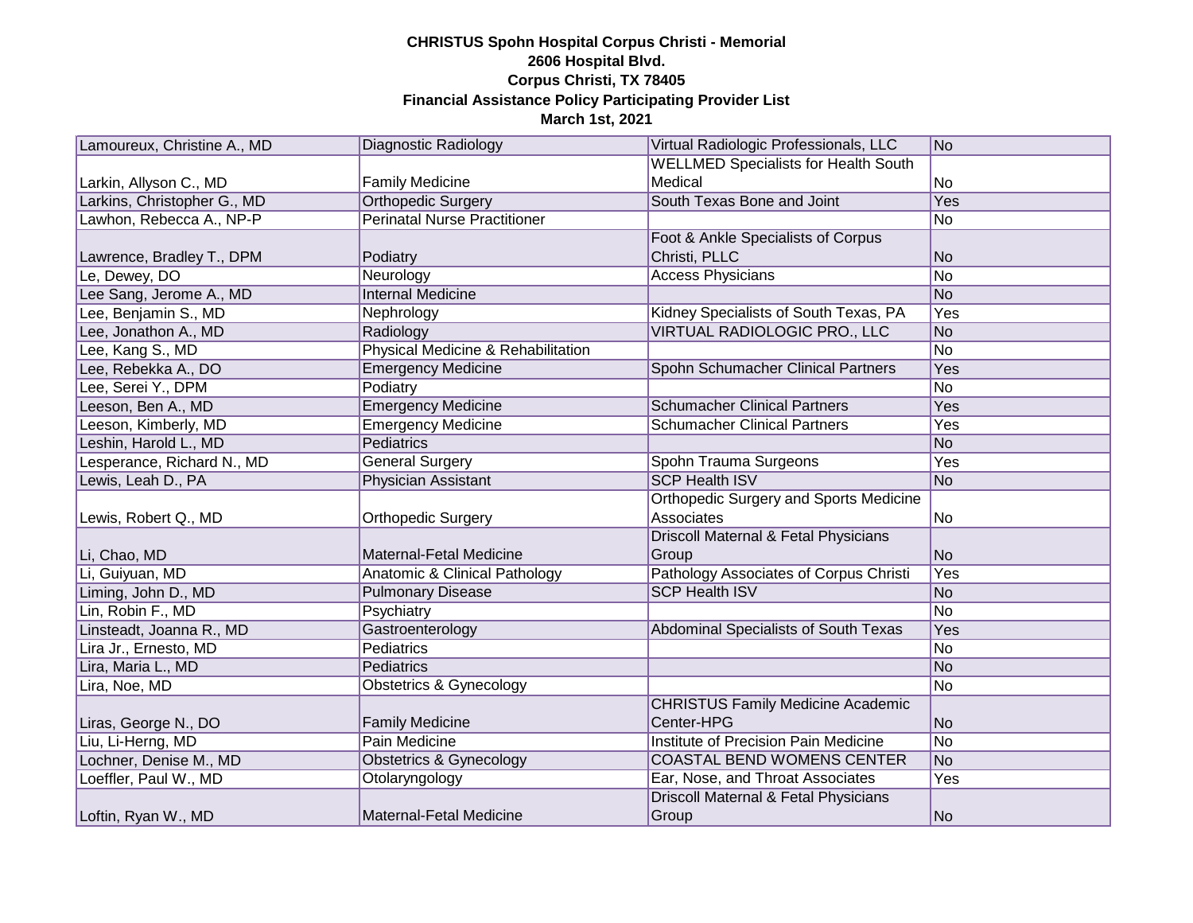**CHRISTUS Spohn Hospital Corpus Christi - Memorial**
**2606 Hospital Blvd.**
**Corpus Christi, TX 78405**
**Financial Assistance Policy Participating Provider List**
**March 1st, 2021**

| | | | |
|---|---|---|---|
| Lamoureux, Christine A., MD | Diagnostic Radiology | Virtual Radiologic Professionals, LLC | No |
| Larkin, Allyson C., MD | Family Medicine | WELLMED Specialists for Health South Medical | No |
| Larkins, Christopher G., MD | Orthopedic Surgery | South Texas Bone and Joint | Yes |
| Lawhon, Rebecca A., NP-P | Perinatal Nurse Practitioner | | No |
| Lawrence, Bradley T., DPM | Podiatry | Foot & Ankle Specialists of Corpus Christi, PLLC | No |
| Le, Dewey, DO | Neurology | Access Physicians | No |
| Lee Sang, Jerome A., MD | Internal Medicine | | No |
| Lee, Benjamin S., MD | Nephrology | Kidney Specialists of South Texas, PA | Yes |
| Lee, Jonathon A., MD | Radiology | VIRTUAL RADIOLOGIC PRO., LLC | No |
| Lee, Kang S., MD | Physical Medicine & Rehabilitation | | No |
| Lee, Rebekka A., DO | Emergency Medicine | Spohn Schumacher Clinical Partners | Yes |
| Lee, Serei Y., DPM | Podiatry | | No |
| Leeson, Ben A., MD | Emergency Medicine | Schumacher Clinical Partners | Yes |
| Leeson, Kimberly, MD | Emergency Medicine | Schumacher Clinical Partners | Yes |
| Leshin, Harold L., MD | Pediatrics | | No |
| Lesperance, Richard N., MD | General Surgery | Spohn Trauma Surgeons | Yes |
| Lewis, Leah D., PA | Physician Assistant | SCP Health ISV | No |
| Lewis, Robert Q., MD | Orthopedic Surgery | Orthopedic Surgery and Sports Medicine Associates | No |
| Li, Chao, MD | Maternal-Fetal Medicine | Driscoll Maternal & Fetal Physicians Group | No |
| Li, Guiyuan, MD | Anatomic & Clinical Pathology | Pathology Associates of Corpus Christi | Yes |
| Liming, John D., MD | Pulmonary Disease | SCP Health ISV | No |
| Lin, Robin F., MD | Psychiatry | | No |
| Linsteadt, Joanna R., MD | Gastroenterology | Abdominal Specialists of South Texas | Yes |
| Lira Jr., Ernesto, MD | Pediatrics | | No |
| Lira, Maria L., MD | Pediatrics | | No |
| Lira, Noe, MD | Obstetrics & Gynecology | | No |
| Liras, George N., DO | Family Medicine | CHRISTUS Family Medicine Academic Center-HPG | No |
| Liu, Li-Herng, MD | Pain Medicine | Institute of Precision Pain Medicine | No |
| Lochner, Denise M., MD | Obstetrics & Gynecology | COASTAL BEND WOMENS CENTER | No |
| Loeffler, Paul W., MD | Otolaryngology | Ear, Nose, and Throat Associates | Yes |
| Loftin, Ryan W., MD | Maternal-Fetal Medicine | Driscoll Maternal & Fetal Physicians Group | No |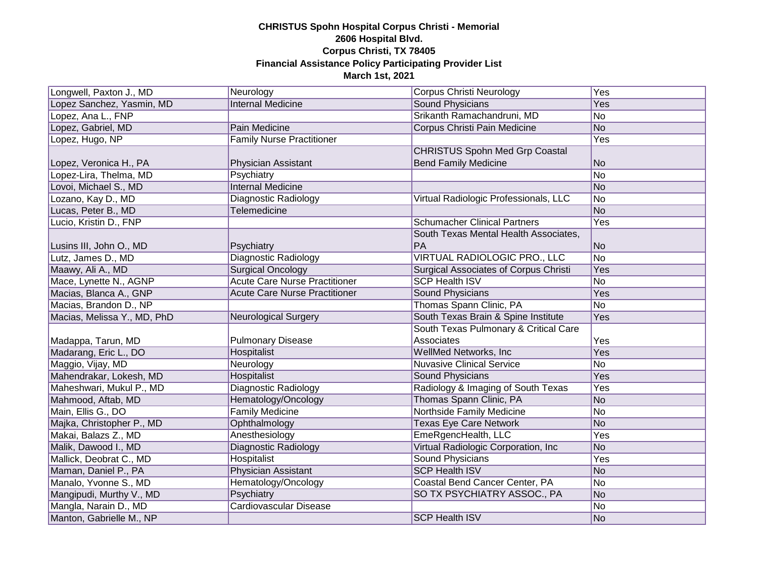**CHRISTUS Spohn Hospital Corpus Christi - Memorial**
**2606 Hospital Blvd.**
**Corpus Christi, TX 78405**
**Financial Assistance Policy Participating Provider List**
**March 1st, 2021**

| | | | |
|---|---|---|---|
| Longwell, Paxton J., MD | Neurology | Corpus Christi Neurology | Yes |
| Lopez Sanchez, Yasmin, MD | Internal Medicine | Sound Physicians | Yes |
| Lopez, Ana L., FNP | | Srikanth Ramachandruni, MD | No |
| Lopez, Gabriel, MD | Pain Medicine | Corpus Christi Pain Medicine | No |
| Lopez, Hugo, NP | Family Nurse Practitioner | | Yes |
| Lopez, Veronica H., PA | Physician Assistant | CHRISTUS Spohn Med Grp Coastal Bend Family Medicine | No |
| Lopez-Lira, Thelma, MD | Psychiatry | | No |
| Lovoi, Michael S., MD | Internal Medicine | | No |
| Lozano, Kay D., MD | Diagnostic Radiology | Virtual Radiologic Professionals, LLC | No |
| Lucas, Peter B., MD | Telemedicine | | No |
| Lucio, Kristin D., FNP | | Schumacher Clinical Partners | Yes |
| Lusins III, John O., MD | Psychiatry | South Texas Mental Health Associates, PA | No |
| Lutz, James D., MD | Diagnostic Radiology | VIRTUAL RADIOLOGIC PRO., LLC | No |
| Maawy, Ali A., MD | Surgical Oncology | Surgical Associates of Corpus Christi | Yes |
| Mace, Lynette N., AGNP | Acute Care Nurse Practitioner | SCP Health ISV | No |
| Macias, Blanca A., GNP | Acute Care Nurse Practitioner | Sound Physicians | Yes |
| Macias, Brandon D., NP | | Thomas Spann Clinic, PA | No |
| Macias, Melissa Y., MD, PhD | Neurological Surgery | South Texas Brain & Spine Institute | Yes |
| Madappa, Tarun, MD | Pulmonary Disease | South Texas Pulmonary & Critical Care Associates | Yes |
| Madarang, Eric L., DO | Hospitalist | WellMed Networks, Inc | Yes |
| Maggio, Vijay, MD | Neurology | Nuvasive Clinical Service | No |
| Mahendrakar, Lokesh, MD | Hospitalist | Sound Physicians | Yes |
| Maheshwari, Mukul P., MD | Diagnostic Radiology | Radiology & Imaging of South Texas | Yes |
| Mahmood, Aftab, MD | Hematology/Oncology | Thomas Spann Clinic, PA | No |
| Main, Ellis G., DO | Family Medicine | Northside Family Medicine | No |
| Majka, Christopher P., MD | Ophthalmology | Texas Eye Care Network | No |
| Makai, Balazs Z., MD | Anesthesiology | EmeRgencHealth, LLC | Yes |
| Malik, Dawood I., MD | Diagnostic Radiology | Virtual Radiologic Corporation, Inc | No |
| Mallick, Deobrat C., MD | Hospitalist | Sound Physicians | Yes |
| Maman, Daniel P., PA | Physician Assistant | SCP Health ISV | No |
| Manalo, Yvonne S., MD | Hematology/Oncology | Coastal Bend Cancer Center, PA | No |
| Mangipudi, Murthy V., MD | Psychiatry | SO TX PSYCHIATRY ASSOC., PA | No |
| Mangla, Narain D., MD | Cardiovascular Disease | | No |
| Manton, Gabrielle M., NP | | SCP Health ISV | No |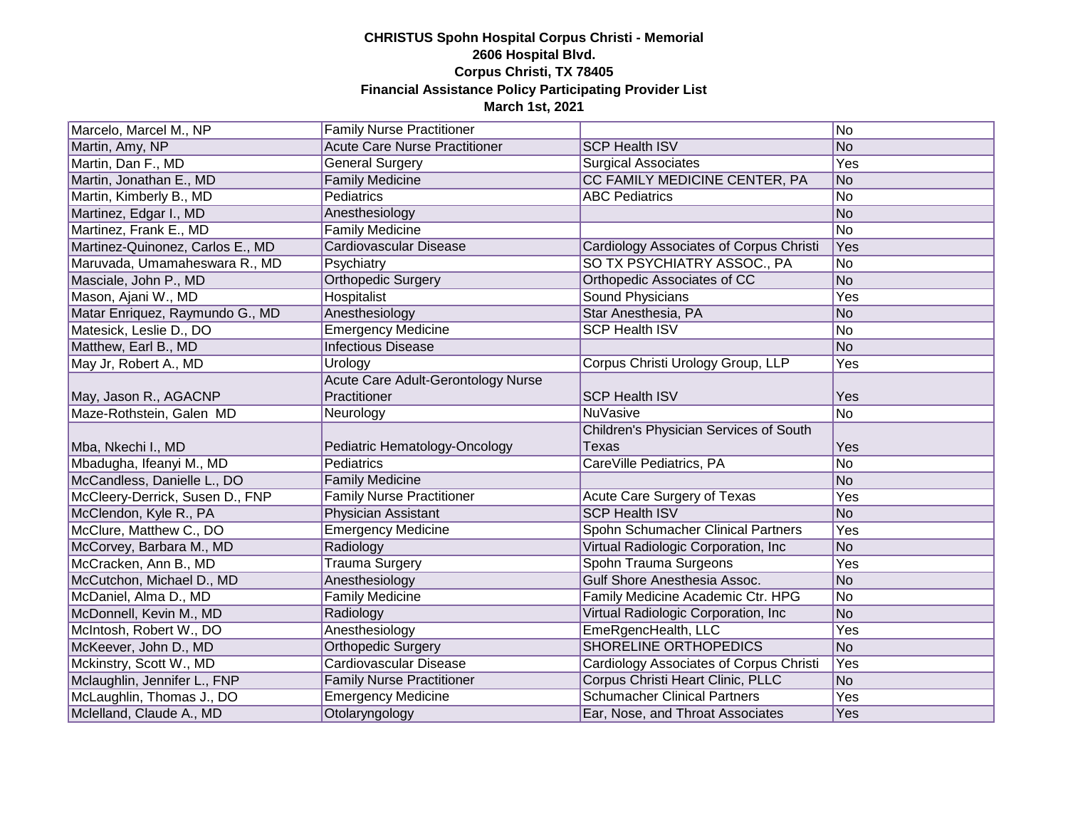**CHRISTUS Spohn Hospital Corpus Christi - Memorial**
**2606 Hospital Blvd.**
**Corpus Christi, TX 78405**
**Financial Assistance Policy Participating Provider List**
**March 1st, 2021**

| | | | |
|---|---|---|---|
| Marcelo, Marcel M., NP | Family Nurse Practitioner | | No |
| Martin, Amy, NP | Acute Care Nurse Practitioner | SCP Health ISV | No |
| Martin, Dan F., MD | General Surgery | Surgical Associates | Yes |
| Martin, Jonathan E., MD | Family Medicine | CC FAMILY MEDICINE CENTER, PA | No |
| Martin, Kimberly B., MD | Pediatrics | ABC Pediatrics | No |
| Martinez, Edgar I., MD | Anesthesiology | | No |
| Martinez, Frank E., MD | Family Medicine | | No |
| Martinez-Quinonez, Carlos E., MD | Cardiovascular Disease | Cardiology Associates of Corpus Christi | Yes |
| Maruvada, Umamaheswara R., MD | Psychiatry | SO TX PSYCHIATRY ASSOC., PA | No |
| Masciale, John P., MD | Orthopedic Surgery | Orthopedic Associates of CC | No |
| Mason, Ajani W., MD | Hospitalist | Sound Physicians | Yes |
| Matar Enriquez, Raymundo G., MD | Anesthesiology | Star Anesthesia, PA | No |
| Matesick, Leslie D., DO | Emergency Medicine | SCP Health ISV | No |
| Matthew, Earl B., MD | Infectious Disease | | No |
| May Jr, Robert A., MD | Urology | Corpus Christi Urology Group, LLP | Yes |
| May, Jason R., AGACNP | Acute Care Adult-Gerontology Nurse Practitioner | SCP Health ISV | Yes |
| Maze-Rothstein, Galen MD | Neurology | NuVasive | No |
| Mba, Nkechi I., MD | Pediatric Hematology-Oncology | Children's Physician Services of South Texas | Yes |
| Mbadugha, Ifeanyi M., MD | Pediatrics | CareVille Pediatrics, PA | No |
| McCandless, Danielle L., DO | Family Medicine | | No |
| McCleery-Derrick, Susen D., FNP | Family Nurse Practitioner | Acute Care Surgery of Texas | Yes |
| McClendon, Kyle R., PA | Physician Assistant | SCP Health ISV | No |
| McClure, Matthew C., DO | Emergency Medicine | Spohn Schumacher Clinical Partners | Yes |
| McCorvey, Barbara M., MD | Radiology | Virtual Radiologic Corporation, Inc | No |
| McCracken, Ann B., MD | Trauma Surgery | Spohn Trauma Surgeons | Yes |
| McCutchon, Michael D., MD | Anesthesiology | Gulf Shore Anesthesia Assoc. | No |
| McDaniel, Alma D., MD | Family Medicine | Family Medicine Academic Ctr. HPG | No |
| McDonnell, Kevin M., MD | Radiology | Virtual Radiologic Corporation, Inc | No |
| McIntosh, Robert W., DO | Anesthesiology | EmeRgencHealth, LLC | Yes |
| McKeever, John D., MD | Orthopedic Surgery | SHORELINE ORTHOPEDICS | No |
| Mckinstry, Scott W., MD | Cardiovascular Disease | Cardiology Associates of Corpus Christi | Yes |
| Mclaughlin, Jennifer L., FNP | Family Nurse Practitioner | Corpus Christi Heart Clinic, PLLC | No |
| McLaughlin, Thomas J., DO | Emergency Medicine | Schumacher Clinical Partners | Yes |
| Mclelland, Claude A., MD | Otolaryngology | Ear, Nose, and Throat Associates | Yes |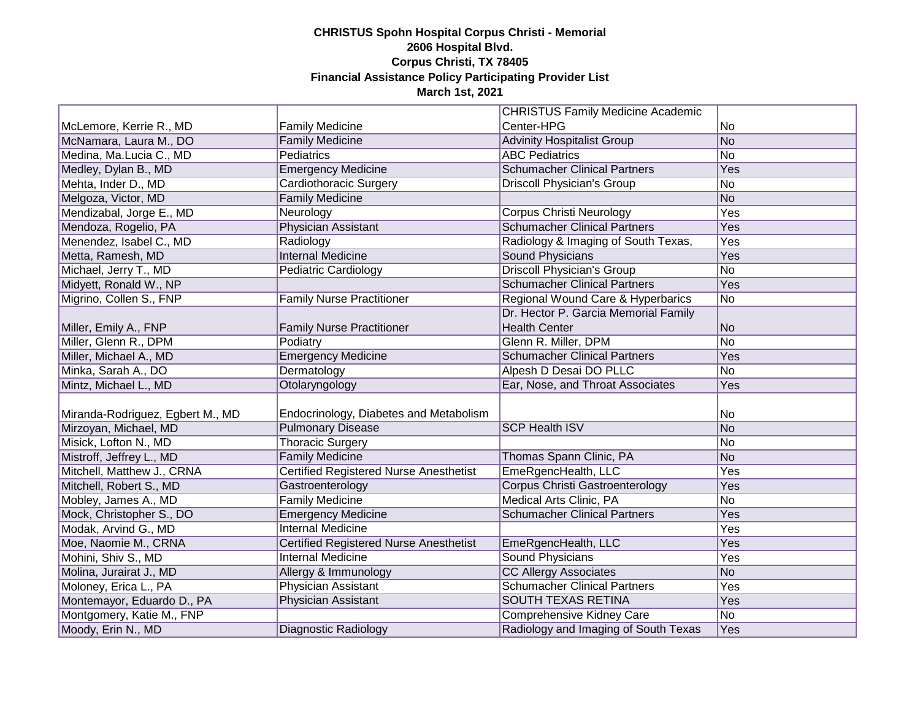**CHRISTUS Spohn Hospital Corpus Christi - Memorial**
**2606 Hospital Blvd.**
**Corpus Christi, TX 78405**
**Financial Assistance Policy Participating Provider List**
**March 1st, 2021**

| | | | |
|---|---|---|---|
| McLemore, Kerrie R., MD | Family Medicine | CHRISTUS Family Medicine Academic Center-HPG | No |
| McNamara, Laura M., DO | Family Medicine | Advinity Hospitalist Group | No |
| Medina, Ma.Lucia C., MD | Pediatrics | ABC Pediatrics | No |
| Medley, Dylan B., MD | Emergency Medicine | Schumacher Clinical Partners | Yes |
| Mehta, Inder D., MD | Cardiothoracic Surgery | Driscoll Physician's Group | No |
| Melgoza, Victor, MD | Family Medicine | | No |
| Mendizabal, Jorge E., MD | Neurology | Corpus Christi Neurology | Yes |
| Mendoza, Rogelio, PA | Physician Assistant | Schumacher Clinical Partners | Yes |
| Menendez, Isabel C., MD | Radiology | Radiology & Imaging of South Texas, | Yes |
| Metta, Ramesh, MD | Internal Medicine | Sound Physicians | Yes |
| Michael, Jerry T., MD | Pediatric Cardiology | Driscoll Physician's Group | No |
| Midyett, Ronald W., NP | | Schumacher Clinical Partners | Yes |
| Migrino, Collen S., FNP | Family Nurse Practitioner | Regional Wound Care & Hyperbarics | No |
| Miller, Emily A., FNP | Family Nurse Practitioner | Dr. Hector P. Garcia Memorial Family Health Center | No |
| Miller, Glenn R., DPM | Podiatry | Glenn R. Miller, DPM | No |
| Miller, Michael A., MD | Emergency Medicine | Schumacher Clinical Partners | Yes |
| Minka, Sarah A., DO | Dermatology | Alpesh D Desai DO PLLC | No |
| Mintz, Michael L., MD | Otolaryngology | Ear, Nose, and Throat Associates | Yes |
| Miranda-Rodriguez, Egbert M., MD | Endocrinology, Diabetes and Metabolism | | No |
| Mirzoyan, Michael, MD | Pulmonary Disease | SCP Health ISV | No |
| Misick, Lofton N., MD | Thoracic Surgery | | No |
| Mistroff, Jeffrey L., MD | Family Medicine | Thomas Spann Clinic, PA | No |
| Mitchell, Matthew J., CRNA | Certified Registered Nurse Anesthetist | EmeRgencHealth, LLC | Yes |
| Mitchell, Robert S., MD | Gastroenterology | Corpus Christi Gastroenterology | Yes |
| Mobley, James A., MD | Family Medicine | Medical Arts Clinic, PA | No |
| Mock, Christopher S., DO | Emergency Medicine | Schumacher Clinical Partners | Yes |
| Modak, Arvind G., MD | Internal Medicine | | Yes |
| Moe, Naomie M., CRNA | Certified Registered Nurse Anesthetist | EmeRgencHealth, LLC | Yes |
| Mohini, Shiv S., MD | Internal Medicine | Sound Physicians | Yes |
| Molina, Jurairat J., MD | Allergy & Immunology | CC Allergy Associates | No |
| Moloney, Erica L., PA | Physician Assistant | Schumacher Clinical Partners | Yes |
| Montemayor, Eduardo D., PA | Physician Assistant | SOUTH TEXAS RETINA | Yes |
| Montgomery, Katie M., FNP | | Comprehensive Kidney Care | No |
| Moody, Erin N., MD | Diagnostic Radiology | Radiology and Imaging of South Texas | Yes |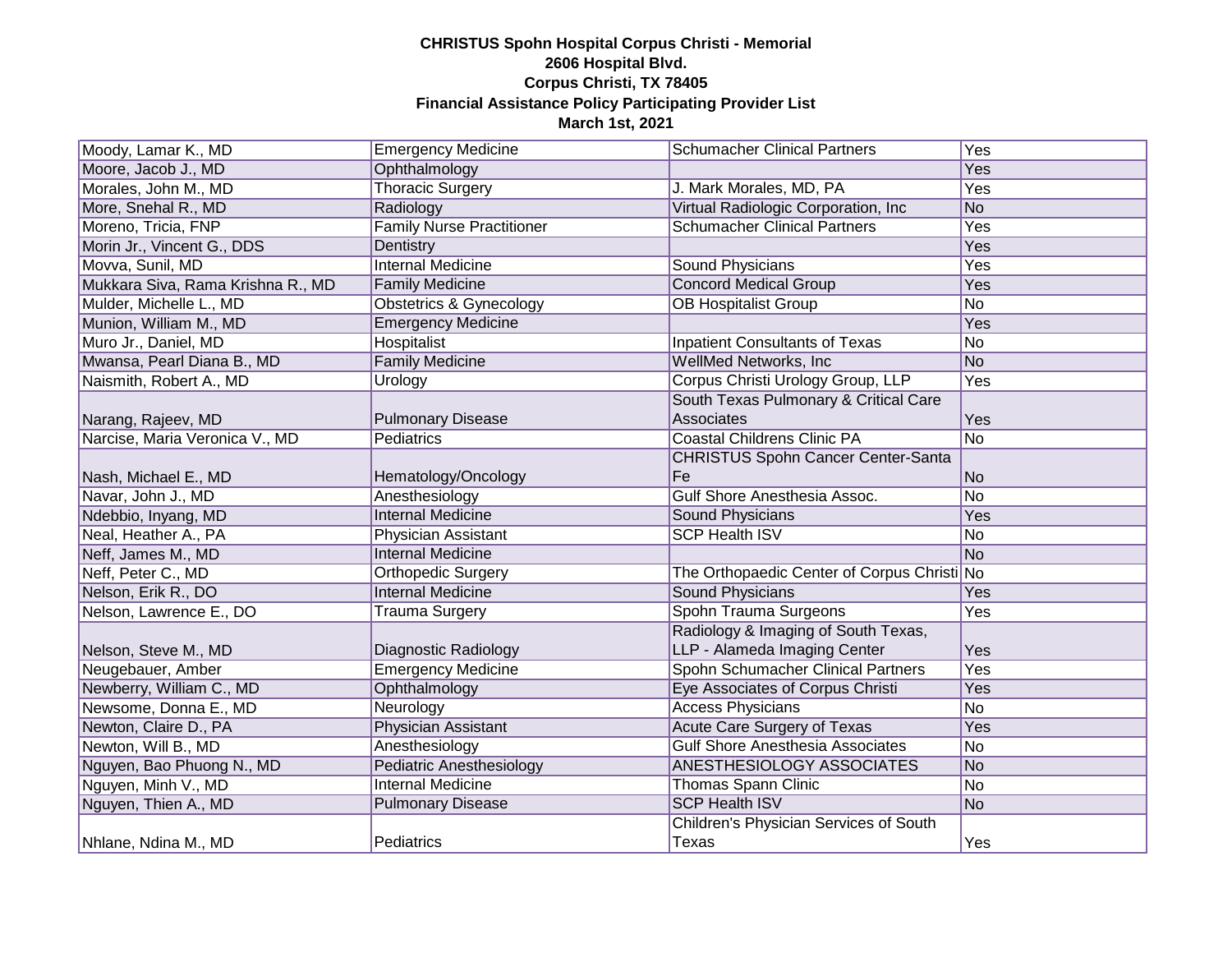**CHRISTUS Spohn Hospital Corpus Christi - Memorial**
**2606 Hospital Blvd.**
**Corpus Christi, TX 78405**
**Financial Assistance Policy Participating Provider List**
**March 1st, 2021**

| | | | |
|---|---|---|---|
| Moody, Lamar K., MD | Emergency Medicine | Schumacher Clinical Partners | Yes |
| Moore, Jacob J., MD | Ophthalmology | | Yes |
| Morales, John M., MD | Thoracic Surgery | J. Mark Morales, MD, PA | Yes |
| More, Snehal R., MD | Radiology | Virtual Radiologic Corporation, Inc | No |
| Moreno, Tricia, FNP | Family Nurse Practitioner | Schumacher Clinical Partners | Yes |
| Morin Jr., Vincent G., DDS | Dentistry | | Yes |
| Movva, Sunil, MD | Internal Medicine | Sound Physicians | Yes |
| Mukkara Siva, Rama Krishna R., MD | Family Medicine | Concord Medical Group | Yes |
| Mulder, Michelle L., MD | Obstetrics & Gynecology | OB Hospitalist Group | No |
| Munion, William M., MD | Emergency Medicine | | Yes |
| Muro Jr., Daniel, MD | Hospitalist | Inpatient Consultants of Texas | No |
| Mwansa, Pearl Diana B., MD | Family Medicine | WellMed Networks, Inc | No |
| Naismith, Robert A., MD | Urology | Corpus Christi Urology Group, LLP | Yes |
| Narang, Rajeev, MD | Pulmonary Disease | South Texas Pulmonary & Critical Care Associates | Yes |
| Narcise, Maria Veronica V., MD | Pediatrics | Coastal Childrens Clinic PA | No |
| Nash, Michael E., MD | Hematology/Oncology | CHRISTUS Spohn Cancer Center-Santa Fe | No |
| Navar, John J., MD | Anesthesiology | Gulf Shore Anesthesia Assoc. | No |
| Ndebbio, Inyang, MD | Internal Medicine | Sound Physicians | Yes |
| Neal, Heather A., PA | Physician Assistant | SCP Health ISV | No |
| Neff, James M., MD | Internal Medicine | | No |
| Neff, Peter C., MD | Orthopedic Surgery | The Orthopaedic Center of Corpus Christi | No |
| Nelson, Erik R., DO | Internal Medicine | Sound Physicians | Yes |
| Nelson, Lawrence E., DO | Trauma Surgery | Spohn Trauma Surgeons | Yes |
| Nelson, Steve M., MD | Diagnostic Radiology | Radiology & Imaging of South Texas, LLP - Alameda Imaging Center | Yes |
| Neugebauer, Amber | Emergency Medicine | Spohn Schumacher Clinical Partners | Yes |
| Newberry, William C., MD | Ophthalmology | Eye Associates of Corpus Christi | Yes |
| Newsome, Donna E., MD | Neurology | Access Physicians | No |
| Newton, Claire D., PA | Physician Assistant | Acute Care Surgery of Texas | Yes |
| Newton, Will B., MD | Anesthesiology | Gulf Shore Anesthesia Associates | No |
| Nguyen, Bao Phuong N., MD | Pediatric Anesthesiology | ANESTHESIOLOGY ASSOCIATES | No |
| Nguyen, Minh V., MD | Internal Medicine | Thomas Spann Clinic | No |
| Nguyen, Thien A., MD | Pulmonary Disease | SCP Health ISV | No |
| Nhlane, Ndina M., MD | Pediatrics | Children's Physician Services of South Texas | Yes |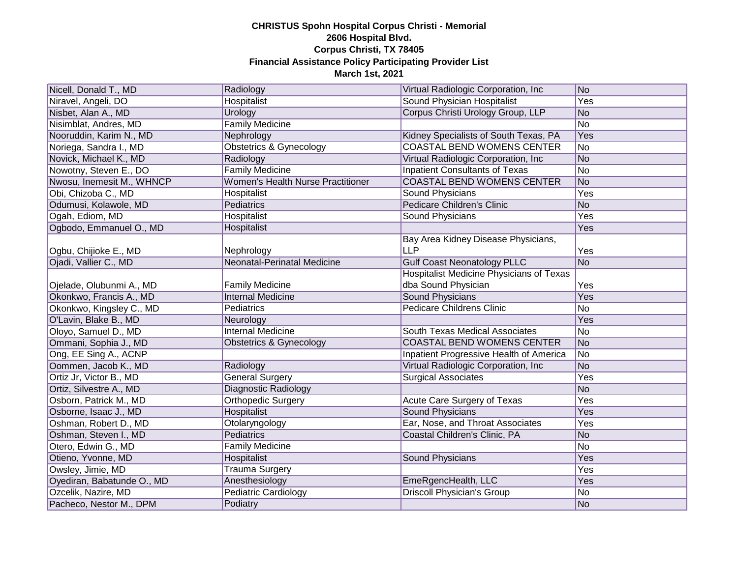**CHRISTUS Spohn Hospital Corpus Christi - Memorial**
**2606 Hospital Blvd.**
**Corpus Christi, TX 78405**
**Financial Assistance Policy Participating Provider List**
**March 1st, 2021**

| | | | |
|---|---|---|---|
| Nicell, Donald T., MD | Radiology | Virtual Radiologic Corporation, Inc | No |
| Niravel, Angeli, DO | Hospitalist | Sound Physician Hospitalist | Yes |
| Nisbet, Alan A., MD | Urology | Corpus Christi Urology Group, LLP | No |
| Nisimblat, Andres, MD | Family Medicine | | No |
| Nooruddin, Karim N., MD | Nephrology | Kidney Specialists of South Texas, PA | Yes |
| Noriega, Sandra I., MD | Obstetrics & Gynecology | COASTAL BEND WOMENS CENTER | No |
| Novick, Michael K., MD | Radiology | Virtual Radiologic Corporation, Inc | No |
| Nowotny, Steven E., DO | Family Medicine | Inpatient Consultants of Texas | No |
| Nwosu, Inemesit M., WHNCP | Women's Health Nurse Practitioner | COASTAL BEND WOMENS CENTER | No |
| Obi, Chizoba C., MD | Hospitalist | Sound Physicians | Yes |
| Odumusi, Kolawole, MD | Pediatrics | Pedicare Children's Clinic | No |
| Ogah, Ediom, MD | Hospitalist | Sound Physicians | Yes |
| Ogbodo, Emmanuel O., MD | Hospitalist | | Yes |
| Ogbu, Chijioke E., MD | Nephrology | Bay Area Kidney Disease Physicians, LLP | Yes |
| Ojadi, Vallier C., MD | Neonatal-Perinatal Medicine | Gulf Coast Neonatology PLLC | No |
| Ojelade, Olubunmi A., MD | Family Medicine | Hospitalist Medicine Physicians of Texas dba Sound Physician | Yes |
| Okonkwo, Francis A., MD | Internal Medicine | Sound Physicians | Yes |
| Okonkwo, Kingsley C., MD | Pediatrics | Pedicare Childrens Clinic | No |
| O'Lavin, Blake B., MD | Neurology | | Yes |
| Oloyo, Samuel D., MD | Internal Medicine | South Texas Medical Associates | No |
| Ommani, Sophia J., MD | Obstetrics & Gynecology | COASTAL BEND WOMENS CENTER | No |
| Ong, EE Sing A., ACNP | | Inpatient Progressive Health of America | No |
| Oommen, Jacob K., MD | Radiology | Virtual Radiologic Corporation, Inc | No |
| Ortiz Jr, Victor B., MD | General Surgery | Surgical Associates | Yes |
| Ortiz, Silvestre A., MD | Diagnostic Radiology | | No |
| Osborn, Patrick M., MD | Orthopedic Surgery | Acute Care Surgery of Texas | Yes |
| Osborne, Isaac J., MD | Hospitalist | Sound Physicians | Yes |
| Oshman, Robert D., MD | Otolaryngology | Ear, Nose, and Throat Associates | Yes |
| Oshman, Steven I., MD | Pediatrics | Coastal Children's Clinic, PA | No |
| Otero, Edwin G., MD | Family Medicine | | No |
| Otieno, Yvonne, MD | Hospitalist | Sound Physicians | Yes |
| Owsley, Jimie, MD | Trauma Surgery | | Yes |
| Oyediran, Babatunde O., MD | Anesthesiology | EmeRgencHealth, LLC | Yes |
| Ozcelik, Nazire, MD | Pediatric Cardiology | Driscoll Physician's Group | No |
| Pacheco, Nestor M., DPM | Podiatry | | No |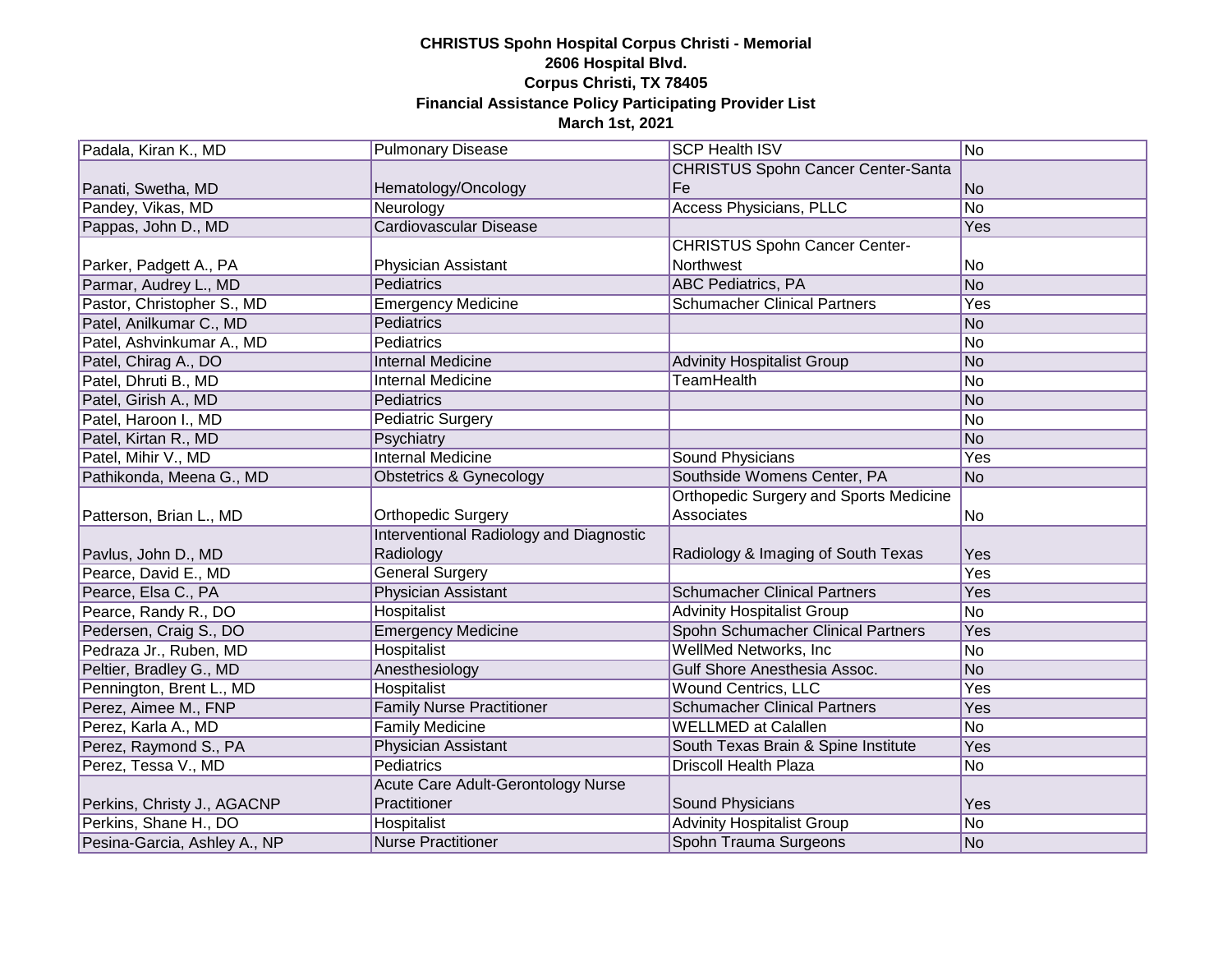**CHRISTUS Spohn Hospital Corpus Christi - Memorial**
**2606 Hospital Blvd.**
**Corpus Christi, TX 78405**
**Financial Assistance Policy Participating Provider List**
**March 1st, 2021**

| | | | |
|---|---|---|---|
| Padala, Kiran K., MD | Pulmonary Disease | SCP Health ISV | No |
| Panati, Swetha, MD | Hematology/Oncology | CHRISTUS Spohn Cancer Center-Santa Fe | No |
| Pandey, Vikas, MD | Neurology | Access Physicians, PLLC | No |
| Pappas, John D., MD | Cardiovascular Disease | | Yes |
| Parker, Padgett A., PA | Physician Assistant | CHRISTUS Spohn Cancer Center-Northwest | No |
| Parmar, Audrey L., MD | Pediatrics | ABC Pediatrics, PA | No |
| Pastor, Christopher S., MD | Emergency Medicine | Schumacher Clinical Partners | Yes |
| Patel, Anilkumar C., MD | Pediatrics | | No |
| Patel, Ashvinkumar A., MD | Pediatrics | | No |
| Patel, Chirag A., DO | Internal Medicine | Advinity Hospitalist Group | No |
| Patel, Dhruti B., MD | Internal Medicine | TeamHealth | No |
| Patel, Girish A., MD | Pediatrics | | No |
| Patel, Haroon I., MD | Pediatric Surgery | | No |
| Patel, Kirtan R., MD | Psychiatry | | No |
| Patel, Mihir V., MD | Internal Medicine | Sound Physicians | Yes |
| Pathikonda, Meena G., MD | Obstetrics & Gynecology | Southside Womens Center, PA | No |
| Patterson, Brian L., MD | Orthopedic Surgery | Orthopedic Surgery and Sports Medicine Associates | No |
| Pavlus, John D., MD | Interventional Radiology and Diagnostic Radiology | Radiology & Imaging of South Texas | Yes |
| Pearce, David E., MD | General Surgery | | Yes |
| Pearce, Elsa C., PA | Physician Assistant | Schumacher Clinical Partners | Yes |
| Pearce, Randy R., DO | Hospitalist | Advinity Hospitalist Group | No |
| Pedersen, Craig S., DO | Emergency Medicine | Spohn Schumacher Clinical Partners | Yes |
| Pedraza Jr., Ruben, MD | Hospitalist | WellMed Networks, Inc | No |
| Peltier, Bradley G., MD | Anesthesiology | Gulf Shore Anesthesia Assoc. | No |
| Pennington, Brent L., MD | Hospitalist | Wound Centrics, LLC | Yes |
| Perez, Aimee M., FNP | Family Nurse Practitioner | Schumacher Clinical Partners | Yes |
| Perez, Karla A., MD | Family Medicine | WELLMED at Calallen | No |
| Perez, Raymond S., PA | Physician Assistant | South Texas Brain & Spine Institute | Yes |
| Perez, Tessa V., MD | Pediatrics | Driscoll Health Plaza | No |
| Perkins, Christy J., AGACNP | Acute Care Adult-Gerontology Nurse Practitioner | Sound Physicians | Yes |
| Perkins, Shane H., DO | Hospitalist | Advinity Hospitalist Group | No |
| Pesina-Garcia, Ashley A., NP | Nurse Practitioner | Spohn Trauma Surgeons | No |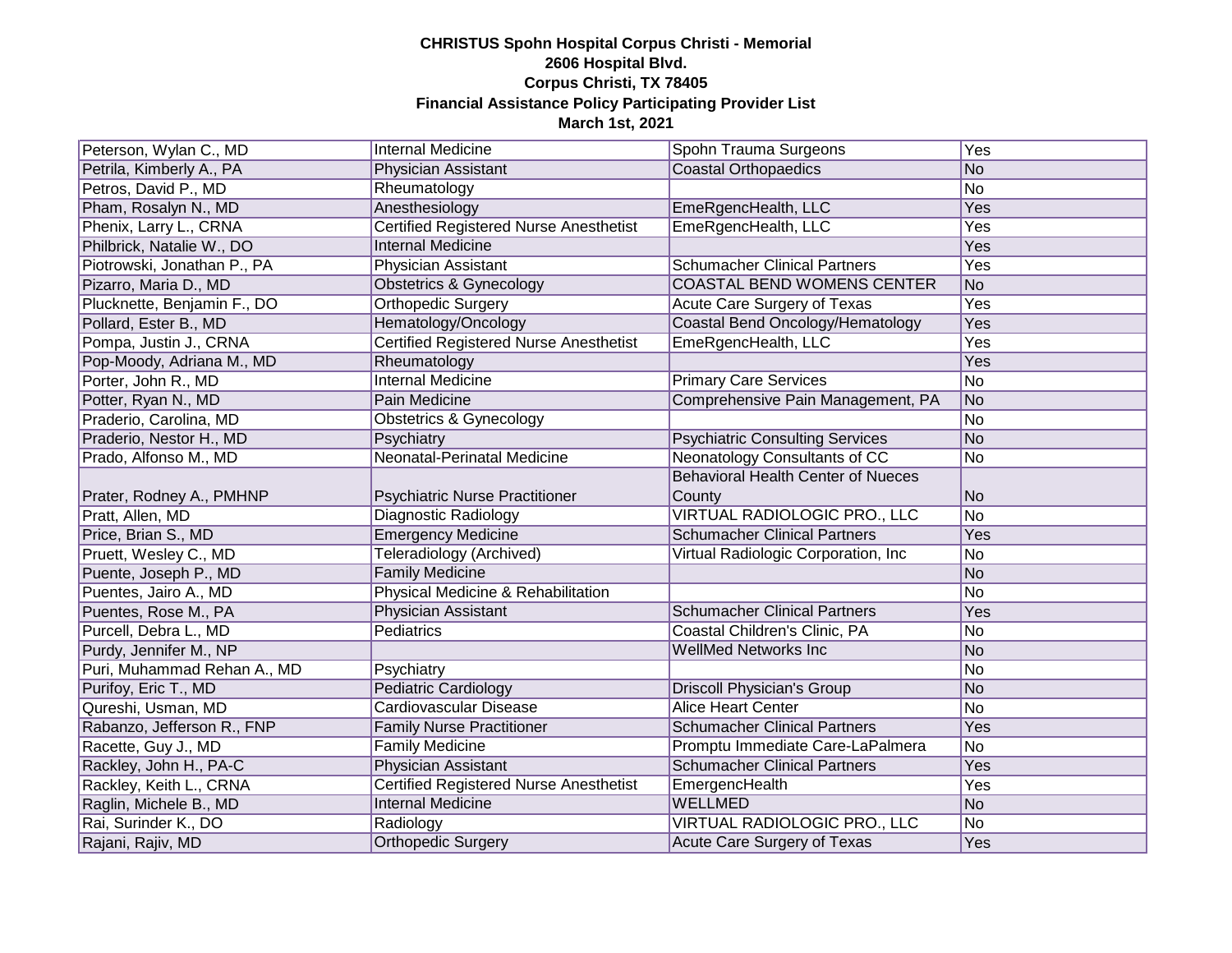**CHRISTUS Spohn Hospital Corpus Christi - Memorial**
**2606 Hospital Blvd.**
**Corpus Christi, TX 78405**
**Financial Assistance Policy Participating Provider List**
**March 1st, 2021**

| | | | |
|---|---|---|---|
| Peterson, Wylan C., MD | Internal Medicine | Spohn Trauma Surgeons | Yes |
| Petrila, Kimberly A., PA | Physician Assistant | Coastal Orthopaedics | No |
| Petros, David P., MD | Rheumatology | | No |
| Pham, Rosalyn N., MD | Anesthesiology | EmeRgencHealth, LLC | Yes |
| Phenix, Larry L., CRNA | Certified Registered Nurse Anesthetist | EmeRgencHealth, LLC | Yes |
| Philbrick, Natalie W., DO | Internal Medicine | | Yes |
| Piotrowski, Jonathan P., PA | Physician Assistant | Schumacher Clinical Partners | Yes |
| Pizarro, Maria D., MD | Obstetrics & Gynecology | COASTAL BEND WOMENS CENTER | No |
| Plucknette, Benjamin F., DO | Orthopedic Surgery | Acute Care Surgery of Texas | Yes |
| Pollard, Ester B., MD | Hematology/Oncology | Coastal Bend Oncology/Hematology | Yes |
| Pompa, Justin J., CRNA | Certified Registered Nurse Anesthetist | EmeRgencHealth, LLC | Yes |
| Pop-Moody, Adriana M., MD | Rheumatology | | Yes |
| Porter, John R., MD | Internal Medicine | Primary Care Services | No |
| Potter, Ryan N., MD | Pain Medicine | Comprehensive Pain Management, PA | No |
| Praderio, Carolina, MD | Obstetrics & Gynecology | | No |
| Praderio, Nestor H., MD | Psychiatry | Psychiatric Consulting Services | No |
| Prado, Alfonso M., MD | Neonatal-Perinatal Medicine | Neonatology Consultants of CC | No |
| Prater, Rodney A., PMHNP | Psychiatric Nurse Practitioner | Behavioral Health Center of Nueces County | No |
| Pratt, Allen, MD | Diagnostic Radiology | VIRTUAL RADIOLOGIC PRO., LLC | No |
| Price, Brian S., MD | Emergency Medicine | Schumacher Clinical Partners | Yes |
| Pruett, Wesley C., MD | Teleradiology (Archived) | Virtual Radiologic Corporation, Inc | No |
| Puente, Joseph P., MD | Family Medicine | | No |
| Puentes, Jairo A., MD | Physical Medicine & Rehabilitation | | No |
| Puentes, Rose M., PA | Physician Assistant | Schumacher Clinical Partners | Yes |
| Purcell, Debra L., MD | Pediatrics | Coastal Children's Clinic, PA | No |
| Purdy, Jennifer M., NP | | WellMed Networks Inc | No |
| Puri, Muhammad Rehan A., MD | Psychiatry | | No |
| Purifoy, Eric T., MD | Pediatric Cardiology | Driscoll Physician's Group | No |
| Qureshi, Usman, MD | Cardiovascular Disease | Alice Heart Center | No |
| Rabanzo, Jefferson R., FNP | Family Nurse Practitioner | Schumacher Clinical Partners | Yes |
| Racette, Guy J., MD | Family Medicine | Promptu Immediate Care-LaPalmera | No |
| Rackley, John H., PA-C | Physician Assistant | Schumacher Clinical Partners | Yes |
| Rackley, Keith L., CRNA | Certified Registered Nurse Anesthetist | EmergencHealth | Yes |
| Raglin, Michele B., MD | Internal Medicine | WELLMED | No |
| Rai, Surinder K., DO | Radiology | VIRTUAL RADIOLOGIC PRO., LLC | No |
| Rajani, Rajiv, MD | Orthopedic Surgery | Acute Care Surgery of Texas | Yes |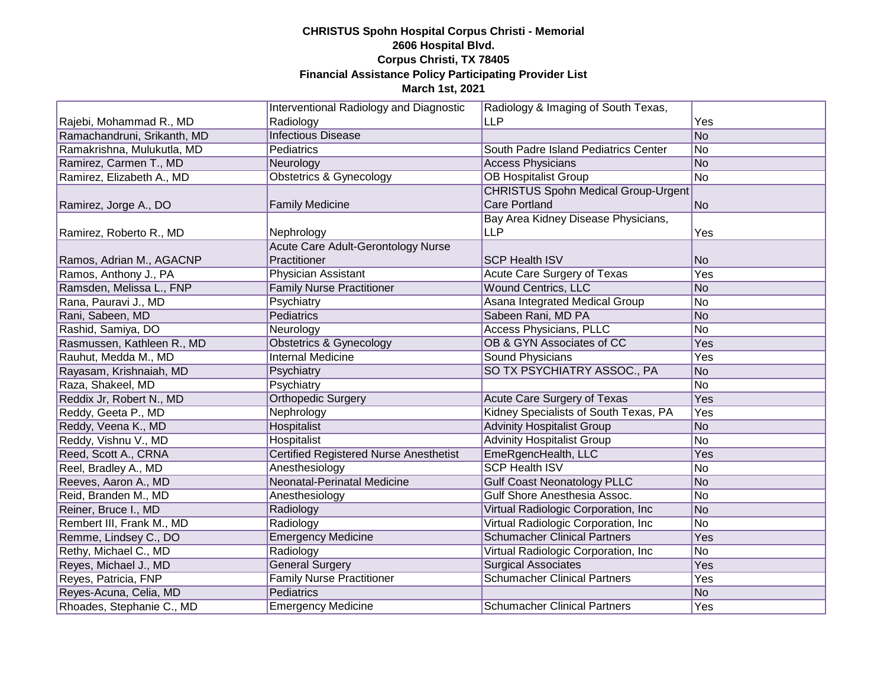**CHRISTUS Spohn Hospital Corpus Christi - Memorial**
**2606 Hospital Blvd.**
**Corpus Christi, TX 78405**
**Financial Assistance Policy Participating Provider List**
**March 1st, 2021**

| | | | |
|---|---|---|---|
| Rajebi, Mohammad R., MD | Interventional Radiology and Diagnostic Radiology | Radiology & Imaging of South Texas, LLP | Yes |
| Ramachandruni, Srikanth, MD | Infectious Disease | | No |
| Ramakrishna, Mulukutla, MD | Pediatrics | South Padre Island Pediatrics Center | No |
| Ramirez, Carmen T., MD | Neurology | Access Physicians | No |
| Ramirez, Elizabeth A., MD | Obstetrics & Gynecology | OB Hospitalist Group | No |
| Ramirez, Jorge A., DO | Family Medicine | CHRISTUS Spohn Medical Group-Urgent Care Portland | No |
| Ramirez, Roberto R., MD | Nephrology | Bay Area Kidney Disease Physicians, LLP | Yes |
| Ramos, Adrian M., AGACNP | Acute Care Adult-Gerontology Nurse Practitioner | SCP Health ISV | No |
| Ramos, Anthony J., PA | Physician Assistant | Acute Care Surgery of Texas | Yes |
| Ramsden, Melissa L., FNP | Family Nurse Practitioner | Wound Centrics, LLC | No |
| Rana, Pauravi J., MD | Psychiatry | Asana Integrated Medical Group | No |
| Rani, Sabeen, MD | Pediatrics | Sabeen Rani, MD PA | No |
| Rashid, Samiya, DO | Neurology | Access Physicians, PLLC | No |
| Rasmussen, Kathleen R., MD | Obstetrics & Gynecology | OB & GYN Associates of CC | Yes |
| Rauhut, Medda M., MD | Internal Medicine | Sound Physicians | Yes |
| Rayasam, Krishnaiah, MD | Psychiatry | SO TX PSYCHIATRY ASSOC., PA | No |
| Raza, Shakeel, MD | Psychiatry | | No |
| Reddix Jr, Robert N., MD | Orthopedic Surgery | Acute Care Surgery of Texas | Yes |
| Reddy, Geeta P., MD | Nephrology | Kidney Specialists of South Texas, PA | Yes |
| Reddy, Veena K., MD | Hospitalist | Advinity Hospitalist Group | No |
| Reddy, Vishnu V., MD | Hospitalist | Advinity Hospitalist Group | No |
| Reed, Scott A., CRNA | Certified Registered Nurse Anesthetist | EmeRgencHealth, LLC | Yes |
| Reel, Bradley A., MD | Anesthesiology | SCP Health ISV | No |
| Reeves, Aaron A., MD | Neonatal-Perinatal Medicine | Gulf Coast Neonatology PLLC | No |
| Reid, Branden M., MD | Anesthesiology | Gulf Shore Anesthesia Assoc. | No |
| Reiner, Bruce I., MD | Radiology | Virtual Radiologic Corporation, Inc | No |
| Rembert III, Frank M., MD | Radiology | Virtual Radiologic Corporation, Inc | No |
| Remme, Lindsey C., DO | Emergency Medicine | Schumacher Clinical Partners | Yes |
| Rethy, Michael C., MD | Radiology | Virtual Radiologic Corporation, Inc | No |
| Reyes, Michael J., MD | General Surgery | Surgical Associates | Yes |
| Reyes, Patricia, FNP | Family Nurse Practitioner | Schumacher Clinical Partners | Yes |
| Reyes-Acuna, Celia, MD | Pediatrics | | No |
| Rhoades, Stephanie C., MD | Emergency Medicine | Schumacher Clinical Partners | Yes |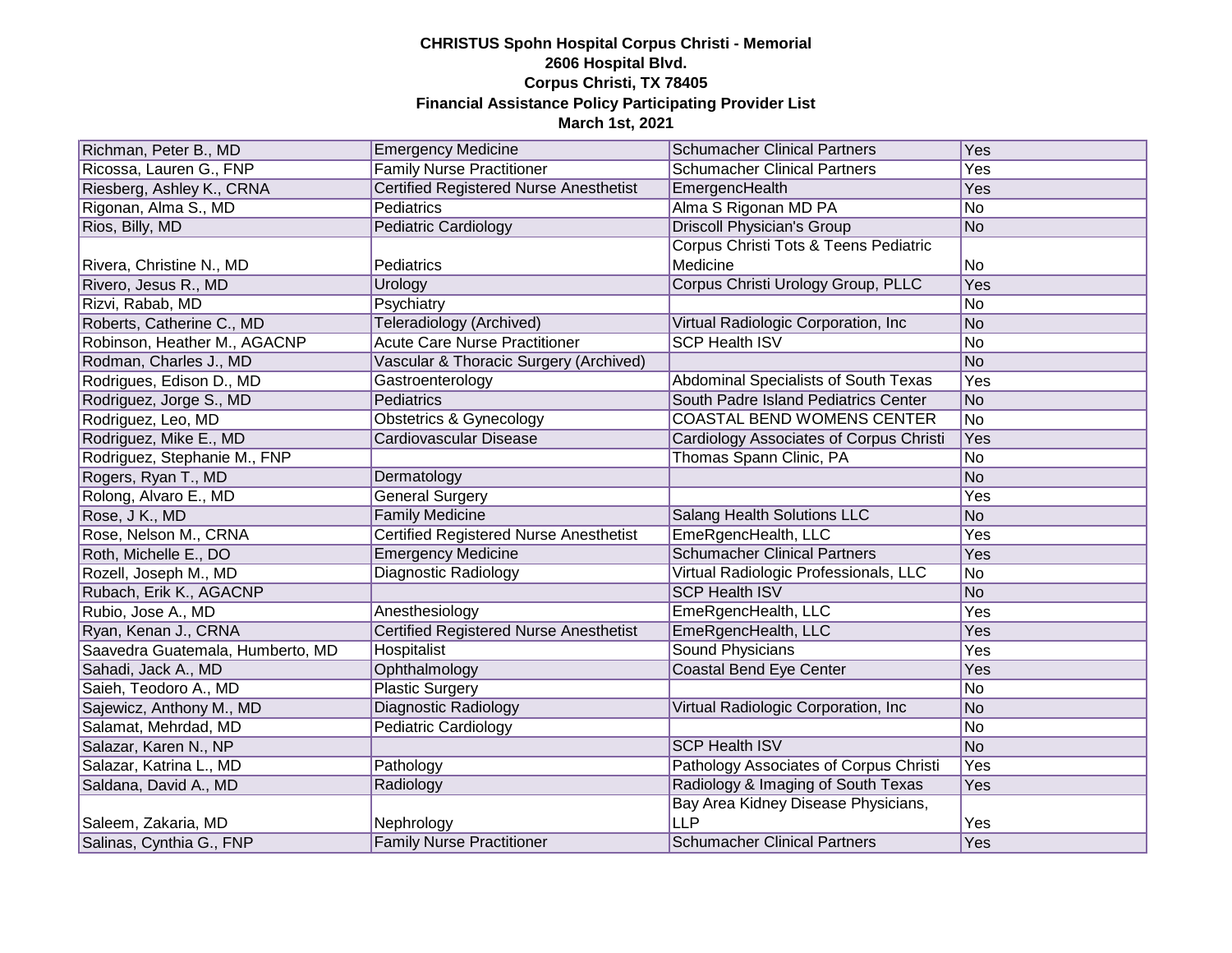**CHRISTUS Spohn Hospital Corpus Christi - Memorial**
**2606 Hospital Blvd.**
**Corpus Christi, TX 78405**
**Financial Assistance Policy Participating Provider List**
**March 1st, 2021**

| | | | |
|---|---|---|---|
| Richman, Peter B., MD | Emergency Medicine | Schumacher Clinical Partners | Yes |
| Ricossa, Lauren G., FNP | Family Nurse Practitioner | Schumacher Clinical Partners | Yes |
| Riesberg, Ashley K., CRNA | Certified Registered Nurse Anesthetist | EmergencHealth | Yes |
| Rigonan, Alma S., MD | Pediatrics | Alma S Rigonan MD PA | No |
| Rios, Billy, MD | Pediatric Cardiology | Driscoll Physician's Group | No |
| Rivera, Christine N., MD | Pediatrics | Corpus Christi Tots & Teens Pediatric Medicine | No |
| Rivero, Jesus R., MD | Urology | Corpus Christi Urology Group, PLLC | Yes |
| Rizvi, Rabab, MD | Psychiatry | | No |
| Roberts, Catherine C., MD | Teleradiology (Archived) | Virtual Radiologic Corporation, Inc | No |
| Robinson, Heather M., AGACNP | Acute Care Nurse Practitioner | SCP Health ISV | No |
| Rodman, Charles J., MD | Vascular & Thoracic Surgery (Archived) | | No |
| Rodrigues, Edison D., MD | Gastroenterology | Abdominal Specialists of South Texas | Yes |
| Rodriguez, Jorge S., MD | Pediatrics | South Padre Island Pediatrics Center | No |
| Rodriguez, Leo, MD | Obstetrics & Gynecology | COASTAL BEND WOMENS CENTER | No |
| Rodriguez, Mike E., MD | Cardiovascular Disease | Cardiology Associates of Corpus Christi | Yes |
| Rodriguez, Stephanie M., FNP | | Thomas Spann Clinic, PA | No |
| Rogers, Ryan T., MD | Dermatology | | No |
| Rolong, Alvaro E., MD | General Surgery | | Yes |
| Rose, J K., MD | Family Medicine | Salang Health Solutions LLC | No |
| Rose, Nelson M., CRNA | Certified Registered Nurse Anesthetist | EmeRgencHealth, LLC | Yes |
| Roth, Michelle E., DO | Emergency Medicine | Schumacher Clinical Partners | Yes |
| Rozell, Joseph M., MD | Diagnostic Radiology | Virtual Radiologic Professionals, LLC | No |
| Rubach, Erik K., AGACNP | | SCP Health ISV | No |
| Rubio, Jose A., MD | Anesthesiology | EmeRgencHealth, LLC | Yes |
| Ryan, Kenan J., CRNA | Certified Registered Nurse Anesthetist | EmeRgencHealth, LLC | Yes |
| Saavedra Guatemala, Humberto, MD | Hospitalist | Sound Physicians | Yes |
| Sahadi, Jack A., MD | Ophthalmology | Coastal Bend Eye Center | Yes |
| Saieh, Teodoro A., MD | Plastic Surgery | | No |
| Sajewicz, Anthony M., MD | Diagnostic Radiology | Virtual Radiologic Corporation, Inc | No |
| Salamat, Mehrdad, MD | Pediatric Cardiology | | No |
| Salazar, Karen N., NP | | SCP Health ISV | No |
| Salazar, Katrina L., MD | Pathology | Pathology Associates of Corpus Christi | Yes |
| Saldana, David A., MD | Radiology | Radiology & Imaging of South Texas | Yes |
| Saleem, Zakaria, MD | Nephrology | Bay Area Kidney Disease Physicians, LLP | Yes |
| Salinas, Cynthia G., FNP | Family Nurse Practitioner | Schumacher Clinical Partners | Yes |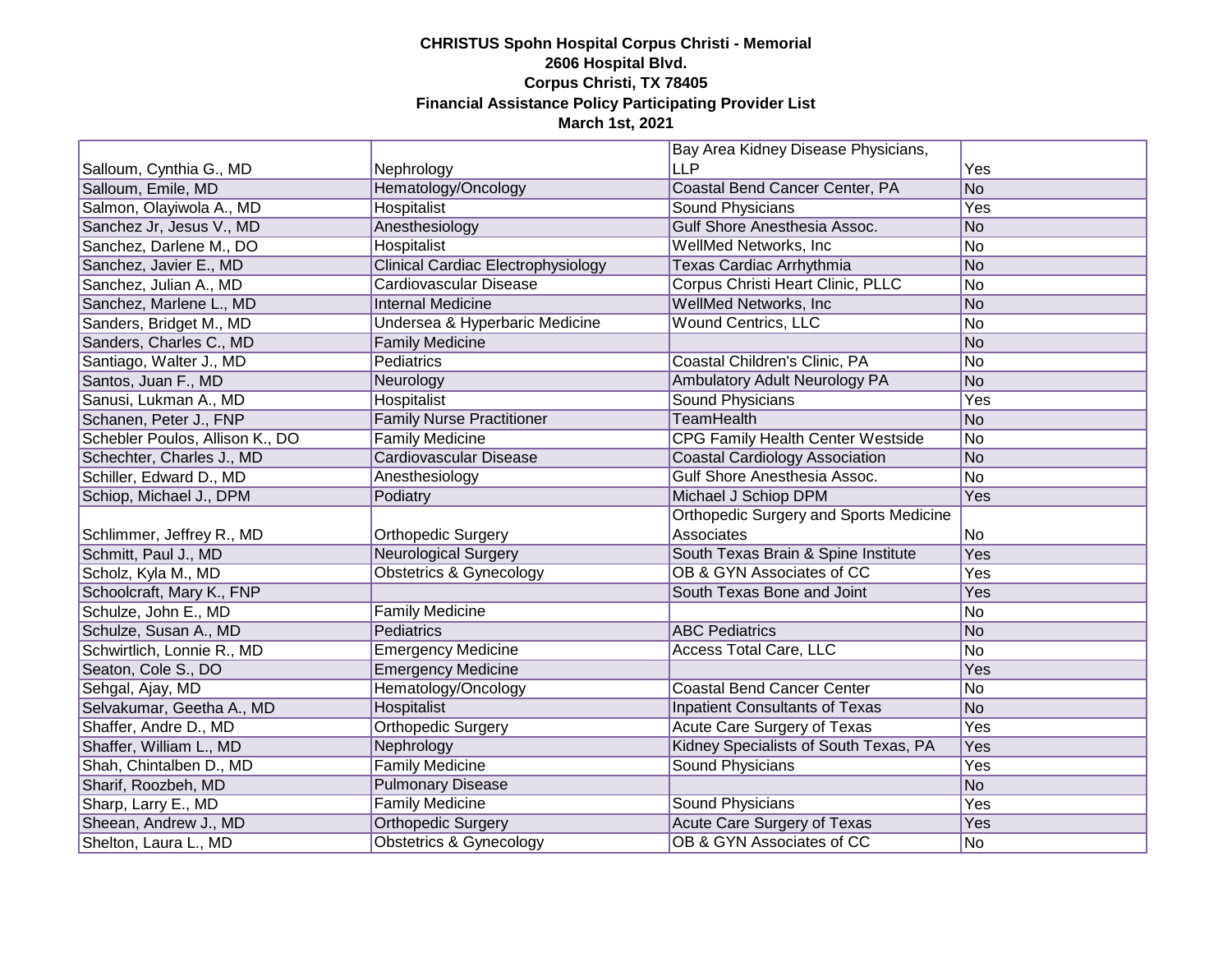**CHRISTUS Spohn Hospital Corpus Christi - Memorial**
**2606 Hospital Blvd.**
**Corpus Christi, TX 78405**
**Financial Assistance Policy Participating Provider List**
**March 1st, 2021**

| | | | |
|---|---|---|---|
| Salloum, Cynthia G., MD | Nephrology | Bay Area Kidney Disease Physicians, LLP | Yes |
| Salloum, Emile, MD | Hematology/Oncology | Coastal Bend Cancer Center, PA | No |
| Salmon, Olayiwola A., MD | Hospitalist | Sound Physicians | Yes |
| Sanchez Jr, Jesus V., MD | Anesthesiology | Gulf Shore Anesthesia Assoc. | No |
| Sanchez, Darlene M., DO | Hospitalist | WellMed Networks, Inc | No |
| Sanchez, Javier E., MD | Clinical Cardiac Electrophysiology | Texas Cardiac Arrhythmia | No |
| Sanchez, Julian A., MD | Cardiovascular Disease | Corpus Christi Heart Clinic, PLLC | No |
| Sanchez, Marlene L., MD | Internal Medicine | WellMed Networks, Inc | No |
| Sanders, Bridget M., MD | Undersea & Hyperbaric Medicine | Wound Centrics, LLC | No |
| Sanders, Charles C., MD | Family Medicine | | No |
| Santiago, Walter J., MD | Pediatrics | Coastal Children's Clinic, PA | No |
| Santos, Juan F., MD | Neurology | Ambulatory Adult Neurology PA | No |
| Sanusi, Lukman A., MD | Hospitalist | Sound Physicians | Yes |
| Schanen, Peter J., FNP | Family Nurse Practitioner | TeamHealth | No |
| Schebler Poulos, Allison K., DO | Family Medicine | CPG Family Health Center Westside | No |
| Schechter, Charles J., MD | Cardiovascular Disease | Coastal Cardiology Association | No |
| Schiller, Edward D., MD | Anesthesiology | Gulf Shore Anesthesia Assoc. | No |
| Schiop, Michael J., DPM | Podiatry | Michael J Schiop DPM | Yes |
| Schlimmer, Jeffrey R., MD | Orthopedic Surgery | Orthopedic Surgery and Sports Medicine Associates | No |
| Schmitt, Paul J., MD | Neurological Surgery | South Texas Brain & Spine Institute | Yes |
| Scholz, Kyla M., MD | Obstetrics & Gynecology | OB & GYN Associates of CC | Yes |
| Schoolcraft, Mary K., FNP | | South Texas Bone and Joint | Yes |
| Schulze, John E., MD | Family Medicine | | No |
| Schulze, Susan A., MD | Pediatrics | ABC Pediatrics | No |
| Schwirtlich, Lonnie R., MD | Emergency Medicine | Access Total Care, LLC | No |
| Seaton, Cole S., DO | Emergency Medicine | | Yes |
| Sehgal, Ajay, MD | Hematology/Oncology | Coastal Bend Cancer Center | No |
| Selvakumar, Geetha A., MD | Hospitalist | Inpatient Consultants of Texas | No |
| Shaffer, Andre D., MD | Orthopedic Surgery | Acute Care Surgery of Texas | Yes |
| Shaffer, William L., MD | Nephrology | Kidney Specialists of South Texas, PA | Yes |
| Shah, Chintalben D., MD | Family Medicine | Sound Physicians | Yes |
| Sharif, Roozbeh, MD | Pulmonary Disease | | No |
| Sharp, Larry E., MD | Family Medicine | Sound Physicians | Yes |
| Sheean, Andrew J., MD | Orthopedic Surgery | Acute Care Surgery of Texas | Yes |
| Shelton, Laura L., MD | Obstetrics & Gynecology | OB & GYN Associates of CC | No |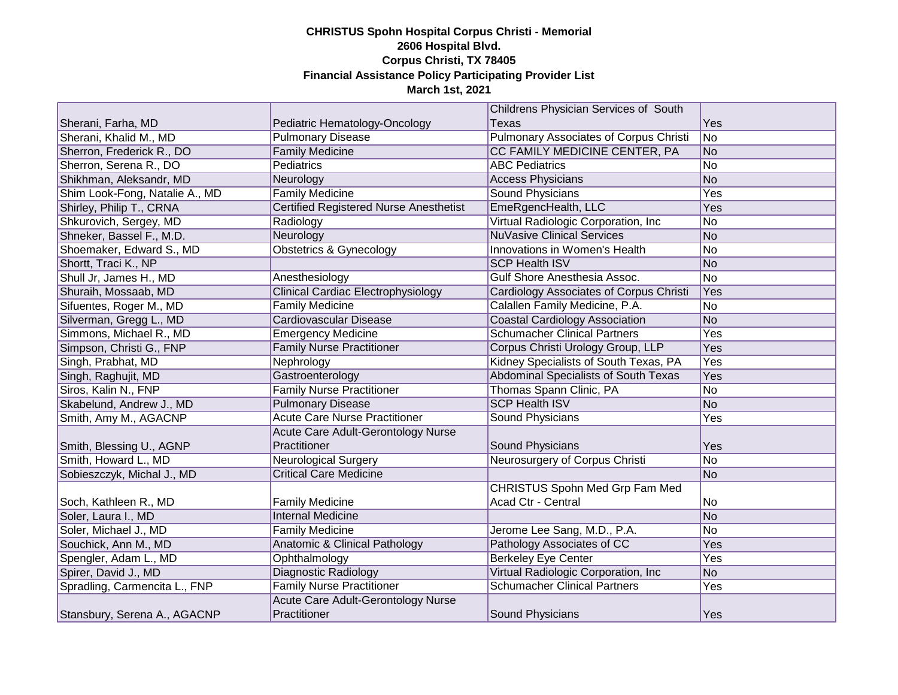**CHRISTUS Spohn Hospital Corpus Christi - Memorial**
**2606 Hospital Blvd.**
**Corpus Christi, TX 78405**
**Financial Assistance Policy Participating Provider List**
**March 1st, 2021**

| | | | |
|---|---|---|---|
| Sherani, Farha, MD | Pediatric Hematology-Oncology | Childrens Physician Services of South Texas | Yes |
| Sherani, Khalid M., MD | Pulmonary Disease | Pulmonary Associates of Corpus Christi | No |
| Sherron, Frederick R., DO | Family Medicine | CC FAMILY MEDICINE CENTER, PA | No |
| Sherron, Serena R., DO | Pediatrics | ABC Pediatrics | No |
| Shikhman, Aleksandr, MD | Neurology | Access Physicians | No |
| Shim Look-Fong, Natalie A., MD | Family Medicine | Sound Physicians | Yes |
| Shirley, Philip T., CRNA | Certified Registered Nurse Anesthetist | EmeRgencHealth, LLC | Yes |
| Shkurovich, Sergey, MD | Radiology | Virtual Radiologic Corporation, Inc | No |
| Shneker, Bassel F., M.D. | Neurology | NuVasive Clinical Services | No |
| Shoemaker, Edward S., MD | Obstetrics & Gynecology | Innovations in Women's Health | No |
| Shortt, Traci K., NP | | SCP Health ISV | No |
| Shull Jr, James H., MD | Anesthesiology | Gulf Shore Anesthesia Assoc. | No |
| Shuraih, Mossaab, MD | Clinical Cardiac Electrophysiology | Cardiology Associates of Corpus Christi | Yes |
| Sifuentes, Roger M., MD | Family Medicine | Calallen Family Medicine, P.A. | No |
| Silverman, Gregg L., MD | Cardiovascular Disease | Coastal Cardiology Association | No |
| Simmons, Michael R., MD | Emergency Medicine | Schumacher Clinical Partners | Yes |
| Simpson, Christi G., FNP | Family Nurse Practitioner | Corpus Christi Urology Group, LLP | Yes |
| Singh, Prabhat, MD | Nephrology | Kidney Specialists of South Texas, PA | Yes |
| Singh, Raghujit, MD | Gastroenterology | Abdominal Specialists of South Texas | Yes |
| Siros, Kalin N., FNP | Family Nurse Practitioner | Thomas Spann Clinic, PA | No |
| Skabelund, Andrew J., MD | Pulmonary Disease | SCP Health ISV | No |
| Smith, Amy M., AGACNP | Acute Care Nurse Practitioner | Sound Physicians | Yes |
| Smith, Blessing U., AGNP | Acute Care Adult-Gerontology Nurse Practitioner | Sound Physicians | Yes |
| Smith, Howard L., MD | Neurological Surgery | Neurosurgery of Corpus Christi | No |
| Sobieszczyk, Michal J., MD | Critical Care Medicine | | No |
| Soch, Kathleen R., MD | Family Medicine | CHRISTUS Spohn Med Grp Fam Med Acad Ctr - Central | No |
| Soler, Laura I., MD | Internal Medicine | | No |
| Soler, Michael J., MD | Family Medicine | Jerome Lee Sang, M.D., P.A. | No |
| Souchick, Ann M., MD | Anatomic & Clinical Pathology | Pathology Associates of CC | Yes |
| Spengler, Adam L., MD | Ophthalmology | Berkeley Eye Center | Yes |
| Spirer, David J., MD | Diagnostic Radiology | Virtual Radiologic Corporation, Inc | No |
| Spradling, Carmencita L., FNP | Family Nurse Practitioner | Schumacher Clinical Partners | Yes |
| Stansbury, Serena A., AGACNP | Acute Care Adult-Gerontology Nurse Practitioner | Sound Physicians | Yes |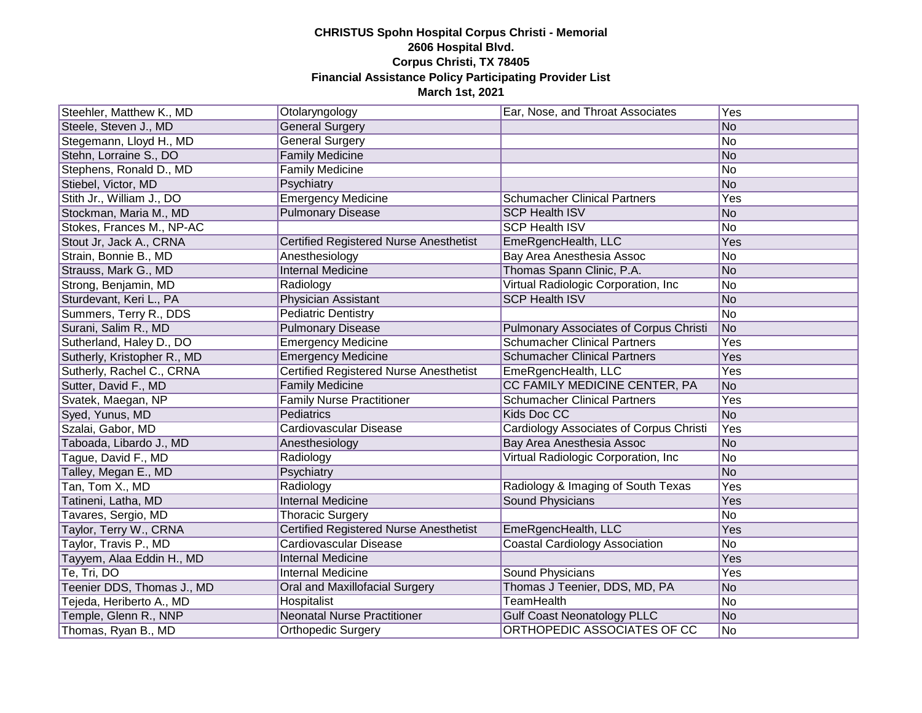**CHRISTUS Spohn Hospital Corpus Christi - Memorial**
**2606 Hospital Blvd.**
**Corpus Christi, TX 78405**
**Financial Assistance Policy Participating Provider List**
**March 1st, 2021**

| | | | |
|---|---|---|---|
| Steehler, Matthew K., MD | Otolaryngology | Ear, Nose, and Throat Associates | Yes |
| Steele, Steven J., MD | General Surgery | | No |
| Stegemann, Lloyd H., MD | General Surgery | | No |
| Stehn, Lorraine S., DO | Family Medicine | | No |
| Stephens, Ronald D., MD | Family Medicine | | No |
| Stiebel, Victor, MD | Psychiatry | | No |
| Stith Jr., William J., DO | Emergency Medicine | Schumacher Clinical Partners | Yes |
| Stockman, Maria M., MD | Pulmonary Disease | SCP Health ISV | No |
| Stokes, Frances M., NP-AC | | SCP Health ISV | No |
| Stout Jr, Jack A., CRNA | Certified Registered Nurse Anesthetist | EmeRgencHealth, LLC | Yes |
| Strain, Bonnie B., MD | Anesthesiology | Bay Area Anesthesia Assoc | No |
| Strauss, Mark G., MD | Internal Medicine | Thomas Spann Clinic, P.A. | No |
| Strong, Benjamin, MD | Radiology | Virtual Radiologic Corporation, Inc | No |
| Sturdevant, Keri L., PA | Physician Assistant | SCP Health ISV | No |
| Summers, Terry R., DDS | Pediatric Dentistry | | No |
| Surani, Salim R., MD | Pulmonary Disease | Pulmonary Associates of Corpus Christi | No |
| Sutherland, Haley D., DO | Emergency Medicine | Schumacher Clinical Partners | Yes |
| Sutherly, Kristopher R., MD | Emergency Medicine | Schumacher Clinical Partners | Yes |
| Sutherly, Rachel C., CRNA | Certified Registered Nurse Anesthetist | EmeRgencHealth, LLC | Yes |
| Sutter, David F., MD | Family Medicine | CC FAMILY MEDICINE CENTER, PA | No |
| Svatek, Maegan, NP | Family Nurse Practitioner | Schumacher Clinical Partners | Yes |
| Syed, Yunus, MD | Pediatrics | Kids Doc CC | No |
| Szalai, Gabor, MD | Cardiovascular Disease | Cardiology Associates of Corpus Christi | Yes |
| Taboada, Libardo J., MD | Anesthesiology | Bay Area Anesthesia Assoc | No |
| Tague, David F., MD | Radiology | Virtual Radiologic Corporation, Inc | No |
| Talley, Megan E., MD | Psychiatry | | No |
| Tan, Tom X., MD | Radiology | Radiology & Imaging of South Texas | Yes |
| Tatineni, Latha, MD | Internal Medicine | Sound Physicians | Yes |
| Tavares, Sergio, MD | Thoracic Surgery | | No |
| Taylor, Terry W., CRNA | Certified Registered Nurse Anesthetist | EmeRgencHealth, LLC | Yes |
| Taylor, Travis P., MD | Cardiovascular Disease | Coastal Cardiology Association | No |
| Tayyem, Alaa Eddin H., MD | Internal Medicine | | Yes |
| Te, Tri, DO | Internal Medicine | Sound Physicians | Yes |
| Teenier DDS, Thomas J., MD | Oral and Maxillofacial Surgery | Thomas J Teenier, DDS, MD, PA | No |
| Tejeda, Heriberto A., MD | Hospitalist | TeamHealth | No |
| Temple, Glenn R., NNP | Neonatal Nurse Practitioner | Gulf Coast Neonatology PLLC | No |
| Thomas, Ryan B., MD | Orthopedic Surgery | ORTHOPEDIC ASSOCIATES OF CC | No |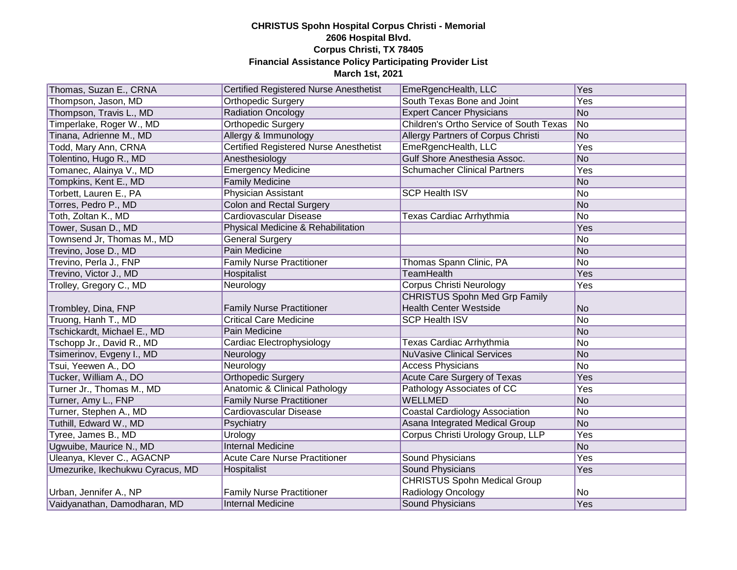**CHRISTUS Spohn Hospital Corpus Christi - Memorial**
**2606 Hospital Blvd.**
**Corpus Christi, TX 78405**
**Financial Assistance Policy Participating Provider List**
**March 1st, 2021**

| | | | |
|---|---|---|---|
| Thomas, Suzan E., CRNA | Certified Registered Nurse Anesthetist | EmeRgencHealth, LLC | Yes |
| Thompson, Jason, MD | Orthopedic Surgery | South Texas Bone and Joint | Yes |
| Thompson, Travis L., MD | Radiation Oncology | Expert Cancer Physicians | No |
| Timperlake, Roger W., MD | Orthopedic Surgery | Children's Ortho Service of South Texas | No |
| Tinana, Adrienne M., MD | Allergy & Immunology | Allergy Partners of Corpus Christi | No |
| Todd, Mary Ann, CRNA | Certified Registered Nurse Anesthetist | EmeRgencHealth, LLC | Yes |
| Tolentino, Hugo R., MD | Anesthesiology | Gulf Shore Anesthesia Assoc. | No |
| Tomanec, Alainya V., MD | Emergency Medicine | Schumacher Clinical Partners | Yes |
| Tompkins, Kent E., MD | Family Medicine | | No |
| Torbett, Lauren E., PA | Physician Assistant | SCP Health ISV | No |
| Torres, Pedro P., MD | Colon and Rectal Surgery | | No |
| Toth, Zoltan K., MD | Cardiovascular Disease | Texas Cardiac Arrhythmia | No |
| Tower, Susan D., MD | Physical Medicine & Rehabilitation | | Yes |
| Townsend Jr, Thomas M., MD | General Surgery | | No |
| Trevino, Jose D., MD | Pain Medicine | | No |
| Trevino, Perla J., FNP | Family Nurse Practitioner | Thomas Spann Clinic, PA | No |
| Trevino, Victor J., MD | Hospitalist | TeamHealth | Yes |
| Trolley, Gregory C., MD | Neurology | Corpus Christi Neurology | Yes |
| Trombley, Dina, FNP | Family Nurse Practitioner | CHRISTUS Spohn Med Grp Family Health Center Westside | No |
| Truong, Hanh T., MD | Critical Care Medicine | SCP Health ISV | No |
| Tschickardt, Michael E., MD | Pain Medicine | | No |
| Tschopp Jr., David R., MD | Cardiac Electrophysiology | Texas Cardiac Arrhythmia | No |
| Tsimerinov, Evgeny I., MD | Neurology | NuVasive Clinical Services | No |
| Tsui, Yeewen A., DO | Neurology | Access Physicians | No |
| Tucker, William A., DO | Orthopedic Surgery | Acute Care Surgery of Texas | Yes |
| Turner Jr., Thomas M., MD | Anatomic & Clinical Pathology | Pathology Associates of CC | Yes |
| Turner, Amy L., FNP | Family Nurse Practitioner | WELLMED | No |
| Turner, Stephen A., MD | Cardiovascular Disease | Coastal Cardiology Association | No |
| Tuthill, Edward W., MD | Psychiatry | Asana Integrated Medical Group | No |
| Tyree, James B., MD | Urology | Corpus Christi Urology Group, LLP | Yes |
| Ugwuibe, Maurice N., MD | Internal Medicine | | No |
| Uleanya, Klever C., AGACNP | Acute Care Nurse Practitioner | Sound Physicians | Yes |
| Umezurike, Ikechukwu Cyracus, MD | Hospitalist | Sound Physicians | Yes |
| Urban, Jennifer A., NP | Family Nurse Practitioner | CHRISTUS Spohn Medical Group Radiology Oncology | No |
| Vaidyanathan, Damodharan, MD | Internal Medicine | Sound Physicians | Yes |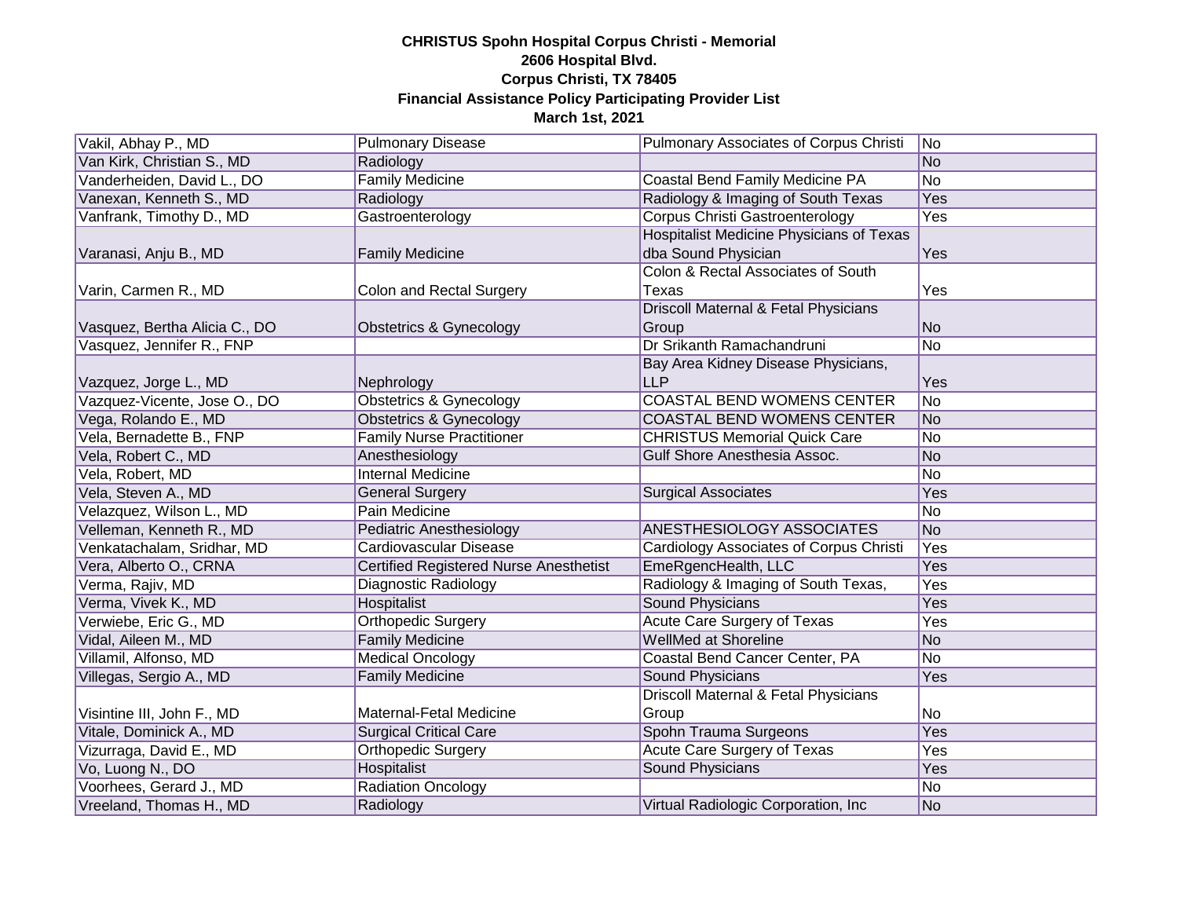**CHRISTUS Spohn Hospital Corpus Christi - Memorial**
**2606 Hospital Blvd.**
**Corpus Christi, TX 78405**
**Financial Assistance Policy Participating Provider List**
**March 1st, 2021**

| | | | |
|---|---|---|---|
| Vakil, Abhay P., MD | Pulmonary Disease | Pulmonary Associates of Corpus Christi | No |
| Van Kirk, Christian S., MD | Radiology | | No |
| Vanderheiden, David L., DO | Family Medicine | Coastal Bend Family Medicine PA | No |
| Vanexan, Kenneth S., MD | Radiology | Radiology & Imaging of South Texas | Yes |
| Vanfrank, Timothy D., MD | Gastroenterology | Corpus Christi Gastroenterology | Yes |
| Varanasi, Anju B., MD | Family Medicine | Hospitalist Medicine Physicians of Texas dba Sound Physician | Yes |
| Varin, Carmen R., MD | Colon and Rectal Surgery | Colon & Rectal Associates of South Texas | Yes |
| Vasquez, Bertha Alicia C., DO | Obstetrics & Gynecology | Driscoll Maternal & Fetal Physicians Group | No |
| Vasquez, Jennifer R., FNP | | Dr Srikanth Ramachandruni | No |
| Vazquez, Jorge L., MD | Nephrology | Bay Area Kidney Disease Physicians, LLP | Yes |
| Vazquez-Vicente, Jose O., DO | Obstetrics & Gynecology | COASTAL BEND WOMENS CENTER | No |
| Vega, Rolando E., MD | Obstetrics & Gynecology | COASTAL BEND WOMENS CENTER | No |
| Vela, Bernadette B., FNP | Family Nurse Practitioner | CHRISTUS Memorial Quick Care | No |
| Vela, Robert C., MD | Anesthesiology | Gulf Shore Anesthesia Assoc. | No |
| Vela, Robert, MD | Internal Medicine | | No |
| Vela, Steven A., MD | General Surgery | Surgical Associates | Yes |
| Velazquez, Wilson L., MD | Pain Medicine | | No |
| Velleman, Kenneth R., MD | Pediatric Anesthesiology | ANESTHESIOLOGY ASSOCIATES | No |
| Venkatachalam, Sridhar, MD | Cardiovascular Disease | Cardiology Associates of Corpus Christi | Yes |
| Vera, Alberto O., CRNA | Certified Registered Nurse Anesthetist | EmeRgencHealth, LLC | Yes |
| Verma, Rajiv, MD | Diagnostic Radiology | Radiology & Imaging of South Texas, | Yes |
| Verma, Vivek K., MD | Hospitalist | Sound Physicians | Yes |
| Verwiebe, Eric G., MD | Orthopedic Surgery | Acute Care Surgery of Texas | Yes |
| Vidal, Aileen M., MD | Family Medicine | WellMed at Shoreline | No |
| Villamil, Alfonso, MD | Medical Oncology | Coastal Bend Cancer Center, PA | No |
| Villegas, Sergio A., MD | Family Medicine | Sound Physicians | Yes |
| Visintine III, John F., MD | Maternal-Fetal Medicine | Driscoll Maternal & Fetal Physicians Group | No |
| Vitale, Dominick A., MD | Surgical Critical Care | Spohn Trauma Surgeons | Yes |
| Vizurraga, David E., MD | Orthopedic Surgery | Acute Care Surgery of Texas | Yes |
| Vo, Luong N., DO | Hospitalist | Sound Physicians | Yes |
| Voorhees, Gerard J., MD | Radiation Oncology | | No |
| Vreeland, Thomas H., MD | Radiology | Virtual Radiologic Corporation, Inc | No |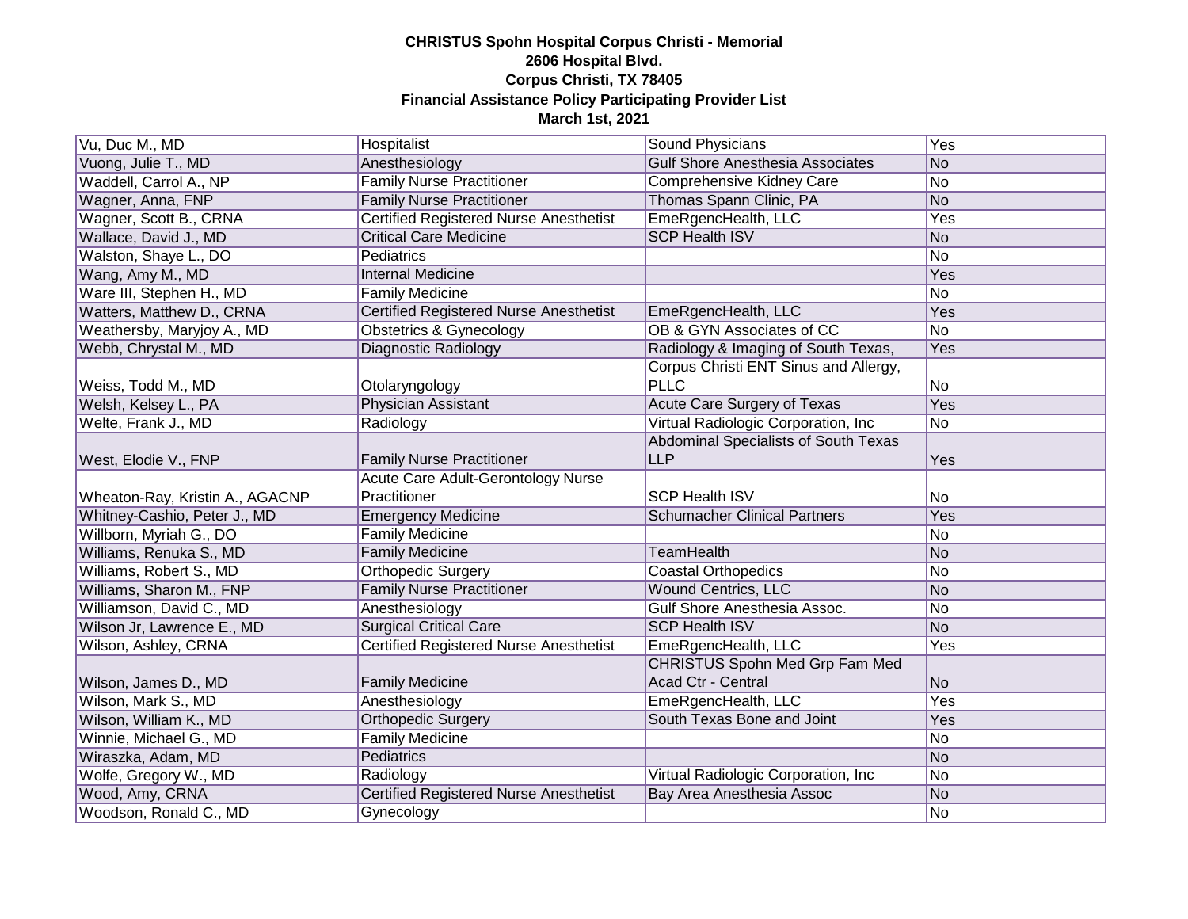**CHRISTUS Spohn Hospital Corpus Christi - Memorial**
**2606 Hospital Blvd.**
**Corpus Christi, TX 78405**
**Financial Assistance Policy Participating Provider List**
**March 1st, 2021**

| | | | |
|---|---|---|---|
| Vu, Duc M., MD | Hospitalist | Sound Physicians | Yes |
| Vuong, Julie T., MD | Anesthesiology | Gulf Shore Anesthesia Associates | No |
| Waddell, Carrol A., NP | Family Nurse Practitioner | Comprehensive Kidney Care | No |
| Wagner, Anna, FNP | Family Nurse Practitioner | Thomas Spann Clinic, PA | No |
| Wagner, Scott B., CRNA | Certified Registered Nurse Anesthetist | EmeRgencHealth, LLC | Yes |
| Wallace, David J., MD | Critical Care Medicine | SCP Health ISV | No |
| Walston, Shaye L., DO | Pediatrics | | No |
| Wang, Amy M., MD | Internal Medicine | | Yes |
| Ware III, Stephen H., MD | Family Medicine | | No |
| Watters, Matthew D., CRNA | Certified Registered Nurse Anesthetist | EmeRgencHealth, LLC | Yes |
| Weathersby, Maryjoy A., MD | Obstetrics & Gynecology | OB & GYN Associates of CC | No |
| Webb, Chrystal M., MD | Diagnostic Radiology | Radiology & Imaging of South Texas, | Yes |
| Weiss, Todd M., MD | Otolaryngology | Corpus Christi ENT Sinus and Allergy, PLLC | No |
| Welsh, Kelsey L., PA | Physician Assistant | Acute Care Surgery of Texas | Yes |
| Welte, Frank J., MD | Radiology | Virtual Radiologic Corporation, Inc | No |
| West, Elodie V., FNP | Family Nurse Practitioner | Abdominal Specialists of South Texas LLP | Yes |
| Wheaton-Ray, Kristin A., AGACNP | Acute Care Adult-Gerontology Nurse Practitioner | SCP Health ISV | No |
| Whitney-Cashio, Peter J., MD | Emergency Medicine | Schumacher Clinical Partners | Yes |
| Willborn, Myriah G., DO | Family Medicine | | No |
| Williams, Renuka S., MD | Family Medicine | TeamHealth | No |
| Williams, Robert S., MD | Orthopedic Surgery | Coastal Orthopedics | No |
| Williams, Sharon M., FNP | Family Nurse Practitioner | Wound Centrics, LLC | No |
| Williamson, David C., MD | Anesthesiology | Gulf Shore Anesthesia Assoc. | No |
| Wilson Jr, Lawrence E., MD | Surgical Critical Care | SCP Health ISV | No |
| Wilson, Ashley, CRNA | Certified Registered Nurse Anesthetist | EmeRgencHealth, LLC | Yes |
| Wilson, James D., MD | Family Medicine | CHRISTUS Spohn Med Grp Fam Med Acad Ctr - Central | No |
| Wilson, Mark S., MD | Anesthesiology | EmeRgencHealth, LLC | Yes |
| Wilson, William K., MD | Orthopedic Surgery | South Texas Bone and Joint | Yes |
| Winnie, Michael G., MD | Family Medicine | | No |
| Wiraszka, Adam, MD | Pediatrics | | No |
| Wolfe, Gregory W., MD | Radiology | Virtual Radiologic Corporation, Inc | No |
| Wood, Amy, CRNA | Certified Registered Nurse Anesthetist | Bay Area Anesthesia Assoc | No |
| Woodson, Ronald C., MD | Gynecology | | No |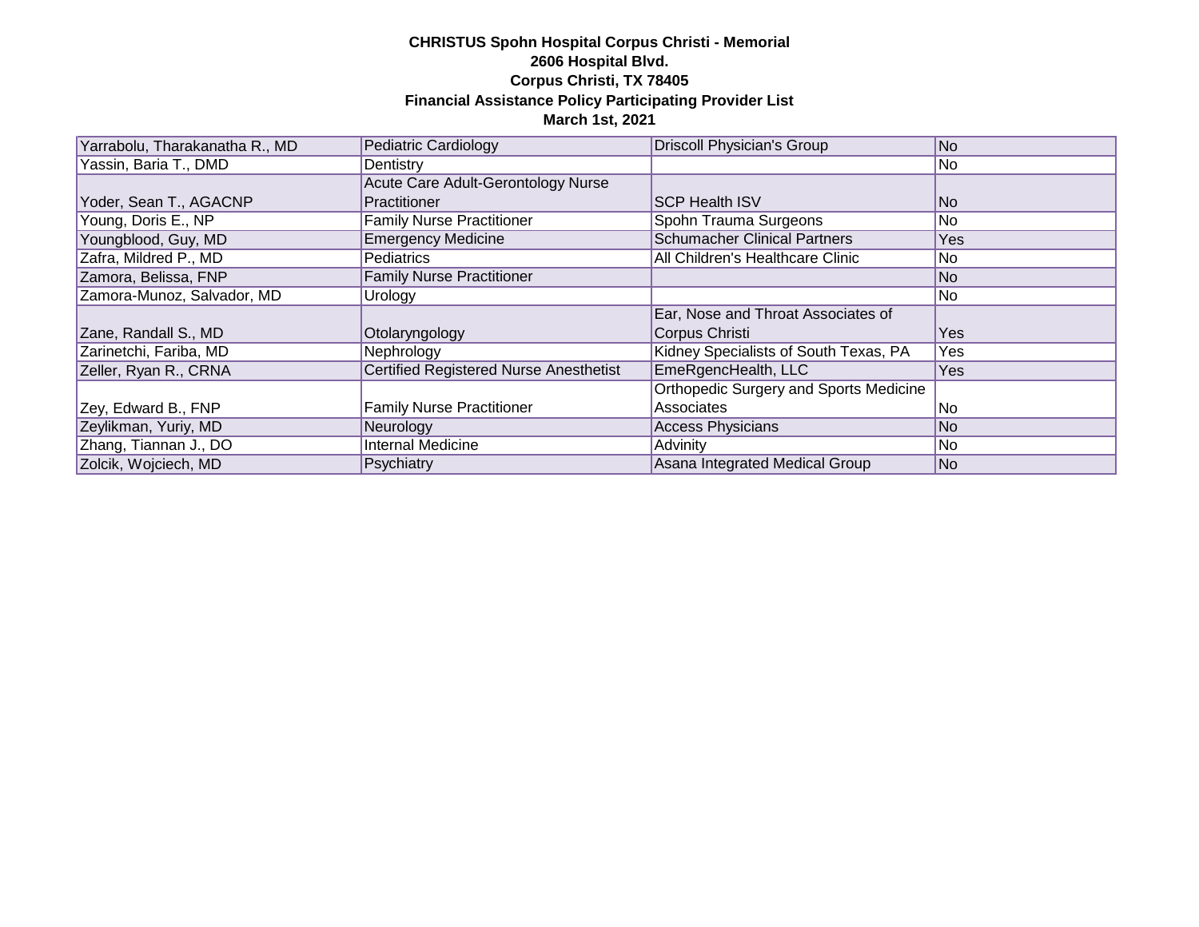**CHRISTUS Spohn Hospital Corpus Christi - Memorial**
**2606 Hospital Blvd.**
**Corpus Christi, TX 78405**
**Financial Assistance Policy Participating Provider List**
**March 1st, 2021**

| | | | |
|---|---|---|---|
| Yarrabolu, Tharakanatha R., MD | Pediatric Cardiology | Driscoll Physician's Group | No |
| Yassin, Baria T., DMD | Dentistry | | No |
| Yoder, Sean T., AGACNP | Acute Care Adult-Gerontology Nurse Practitioner | SCP Health ISV | No |
| Young, Doris E., NP | Family Nurse Practitioner | Spohn Trauma Surgeons | No |
| Youngblood, Guy, MD | Emergency Medicine | Schumacher Clinical Partners | Yes |
| Zafra, Mildred P., MD | Pediatrics | All Children's Healthcare Clinic | No |
| Zamora, Belissa, FNP | Family Nurse Practitioner | | No |
| Zamora-Munoz, Salvador, MD | Urology | | No |
| Zane, Randall S., MD | Otolaryngology | Ear, Nose and Throat Associates of Corpus Christi | Yes |
| Zarinetchi, Fariba, MD | Nephrology | Kidney Specialists of South Texas, PA | Yes |
| Zeller, Ryan R., CRNA | Certified Registered Nurse Anesthetist | EmeRgencHealth, LLC | Yes |
| Zey, Edward B., FNP | Family Nurse Practitioner | Orthopedic Surgery and Sports Medicine Associates | No |
| Zeylikman, Yuriy, MD | Neurology | Access Physicians | No |
| Zhang, Tiannan J., DO | Internal Medicine | Advinity | No |
| Zolcik, Wojciech, MD | Psychiatry | Asana Integrated Medical Group | No |